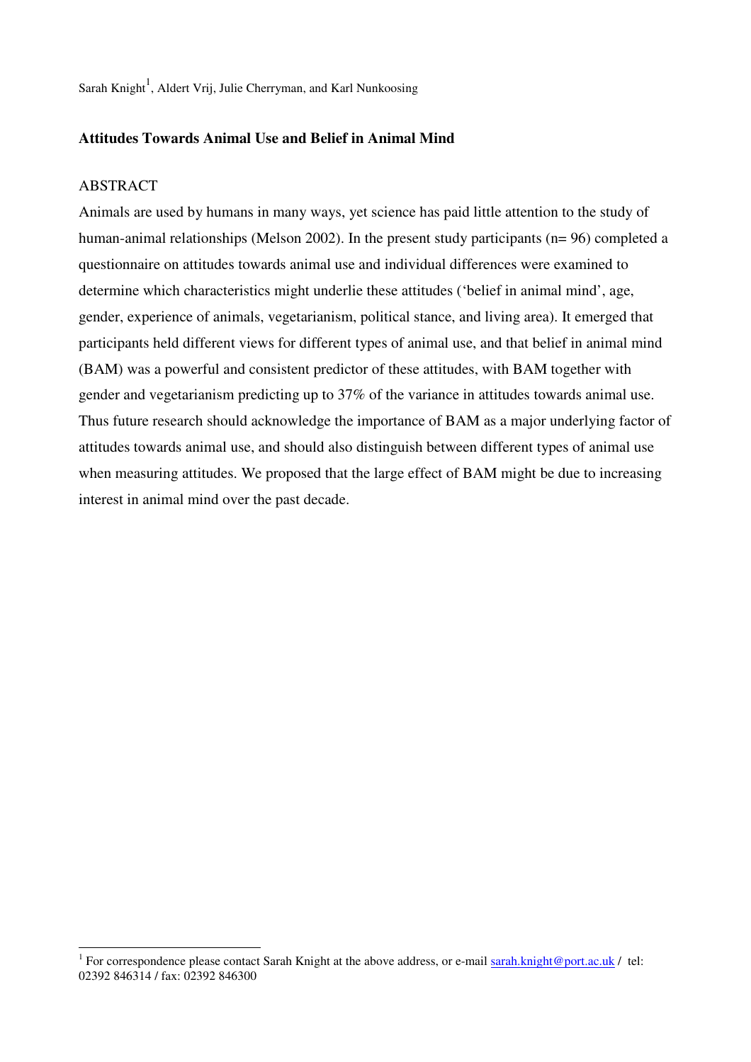Sarah Knight[1], Aldert Vrij, Julie Cherryman, and Karl Nunkoosing

**Attitudes Towards Animal Use and Belief in Animal Mind**

ABSTRACT

Animals are used by humans in many ways, yet science has paid little attention to the study of human-animal relationships (Melson 2002). In the present study participants (n= 96) completed a questionnaire on attitudes towards animal use and individual differences were examined to determine which characteristics might underlie these attitudes ('belief in animal mind', age, gender, experience of animals, vegetarianism, political stance, and living area). It emerged that participants held different views for different types of animal use, and that belief in animal mind (BAM) was a powerful and consistent predictor of these attitudes, with BAM together with gender and vegetarianism predicting up to 37% of the variance in attitudes towards animal use. Thus future research should acknowledge the importance of BAM as a major underlying factor of attitudes towards animal use, and should also distinguish between different types of animal use when measuring attitudes. We proposed that the large effect of BAM might be due to increasing interest in animal mind over the past decade.

[1] For correspondence please contact Sarah Knight at the above address, or e-mail sarah.knight@port.ac.uk / tel: 02392 846314 / fax: 02392 846300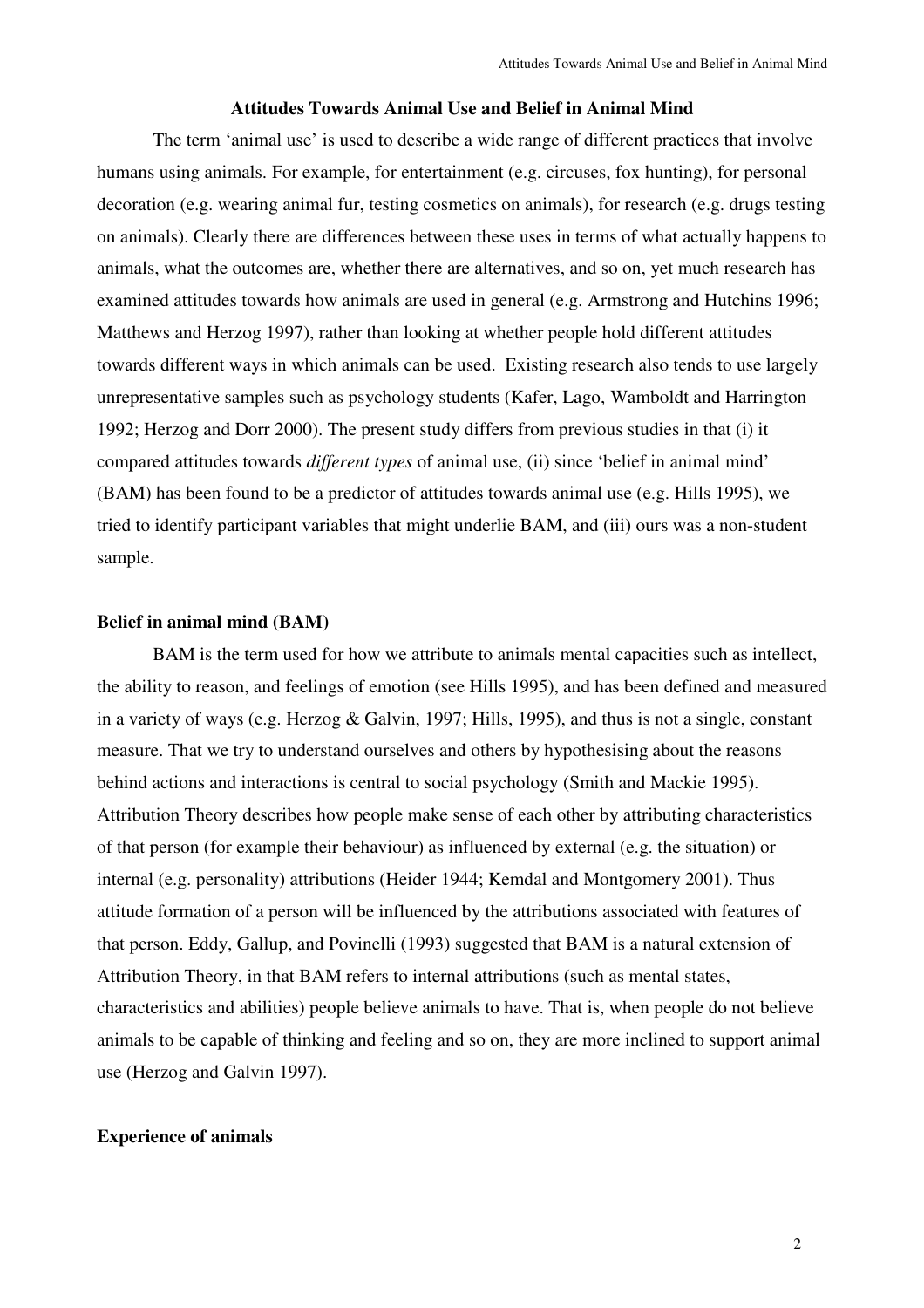## Attitudes Towards Animal Use and Belief in Animal Mind

The term 'animal use' is used to describe a wide range of different practices that involve humans using animals. For example, for entertainment (e.g. circuses, fox hunting), for personal decoration (e.g. wearing animal fur, testing cosmetics on animals), for research (e.g. drugs testing on animals). Clearly there are differences between these uses in terms of what actually happens to animals, what the outcomes are, whether there are alternatives, and so on, yet much research has examined attitudes towards how animals are used in general (e.g. Armstrong and Hutchins 1996; Matthews and Herzog 1997), rather than looking at whether people hold different attitudes towards different ways in which animals can be used. Existing research also tends to use largely unrepresentative samples such as psychology students (Kafer, Lago, Wamboldt and Harrington 1992; Herzog and Dorr 2000). The present study differs from previous studies in that (i) it compared attitudes towards *different types* of animal use, (ii) since 'belief in animal mind' (BAM) has been found to be a predictor of attitudes towards animal use (e.g. Hills 1995), we tried to identify participant variables that might underlie BAM, and (iii) ours was a non-student sample.

### Belief in animal mind (BAM)

BAM is the term used for how we attribute to animals mental capacities such as intellect, the ability to reason, and feelings of emotion (see Hills 1995), and has been defined and measured in a variety of ways (e.g. Herzog & Galvin, 1997; Hills, 1995), and thus is not a single, constant measure. That we try to understand ourselves and others by hypothesising about the reasons behind actions and interactions is central to social psychology (Smith and Mackie 1995). Attribution Theory describes how people make sense of each other by attributing characteristics of that person (for example their behaviour) as influenced by external (e.g. the situation) or internal (e.g. personality) attributions (Heider 1944; Kemdal and Montgomery 2001). Thus attitude formation of a person will be influenced by the attributions associated with features of that person. Eddy, Gallup, and Povinelli (1993) suggested that BAM is a natural extension of Attribution Theory, in that BAM refers to internal attributions (such as mental states, characteristics and abilities) people believe animals to have. That is, when people do not believe animals to be capable of thinking and feeling and so on, they are more inclined to support animal use (Herzog and Galvin 1997).

### Experience of animals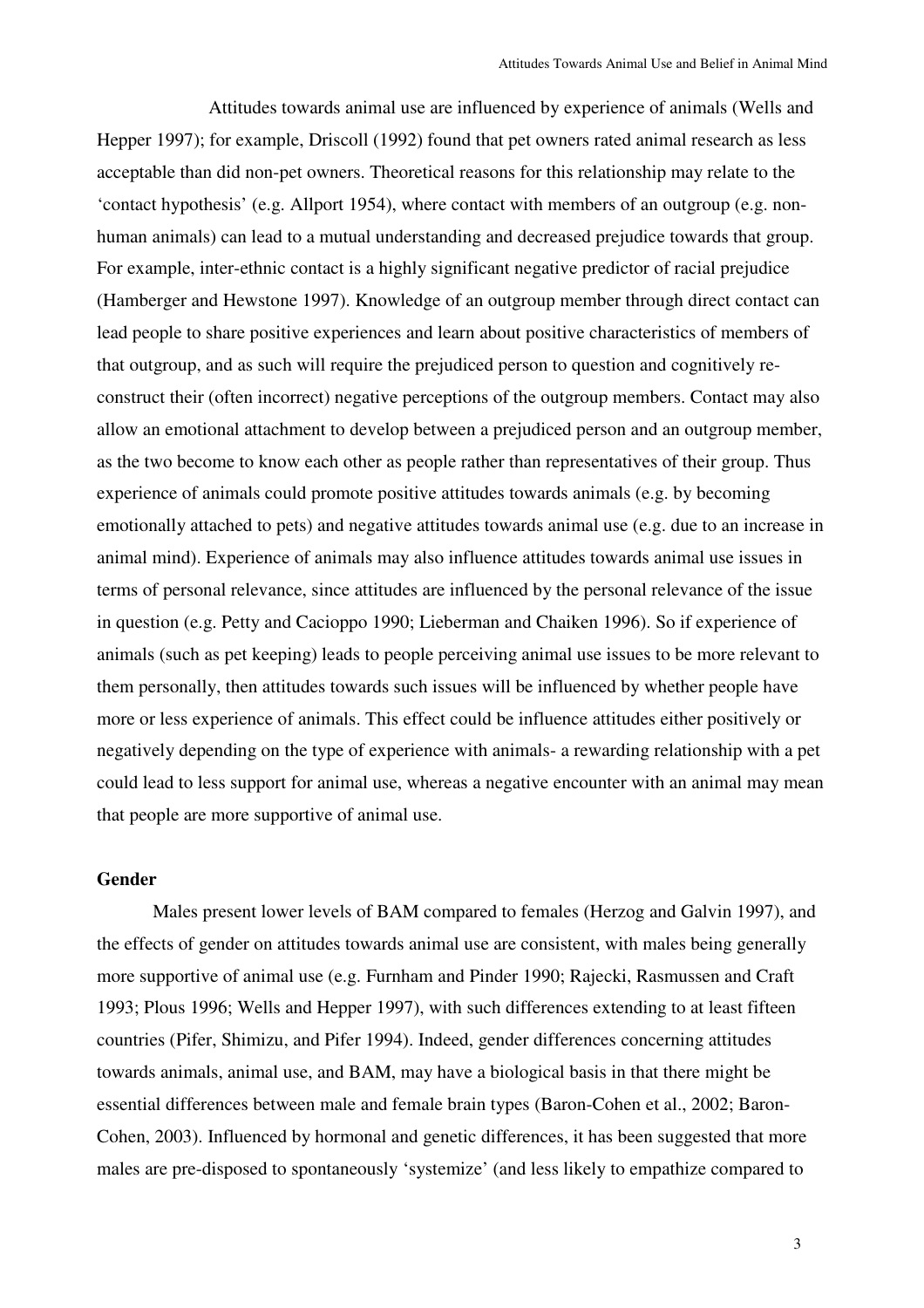Attitudes towards animal use are influenced by experience of animals (Wells and Hepper 1997); for example, Driscoll (1992) found that pet owners rated animal research as less acceptable than did non-pet owners. Theoretical reasons for this relationship may relate to the 'contact hypothesis' (e.g. Allport 1954), where contact with members of an outgroup (e.g. non-human animals) can lead to a mutual understanding and decreased prejudice towards that group. For example, inter-ethnic contact is a highly significant negative predictor of racial prejudice (Hamberger and Hewstone 1997). Knowledge of an outgroup member through direct contact can lead people to share positive experiences and learn about positive characteristics of members of that outgroup, and as such will require the prejudiced person to question and cognitively re-construct their (often incorrect) negative perceptions of the outgroup members. Contact may also allow an emotional attachment to develop between a prejudiced person and an outgroup member, as the two become to know each other as people rather than representatives of their group. Thus experience of animals could promote positive attitudes towards animals (e.g. by becoming emotionally attached to pets) and negative attitudes towards animal use (e.g. due to an increase in animal mind). Experience of animals may also influence attitudes towards animal use issues in terms of personal relevance, since attitudes are influenced by the personal relevance of the issue in question (e.g. Petty and Cacioppo 1990; Lieberman and Chaiken 1996). So if experience of animals (such as pet keeping) leads to people perceiving animal use issues to be more relevant to them personally, then attitudes towards such issues will be influenced by whether people have more or less experience of animals. This effect could be influence attitudes either positively or negatively depending on the type of experience with animals- a rewarding relationship with a pet could lead to less support for animal use, whereas a negative encounter with an animal may mean that people are more supportive of animal use.

**Gender**

Males present lower levels of BAM compared to females (Herzog and Galvin 1997), and the effects of gender on attitudes towards animal use are consistent, with males being generally more supportive of animal use (e.g. Furnham and Pinder 1990; Rajecki, Rasmussen and Craft 1993; Plous 1996; Wells and Hepper 1997), with such differences extending to at least fifteen countries (Pifer, Shimizu, and Pifer 1994). Indeed, gender differences concerning attitudes towards animals, animal use, and BAM, may have a biological basis in that there might be essential differences between male and female brain types (Baron-Cohen et al., 2002; Baron-Cohen, 2003). Influenced by hormonal and genetic differences, it has been suggested that more males are pre-disposed to spontaneously 'systemize' (and less likely to empathize compared to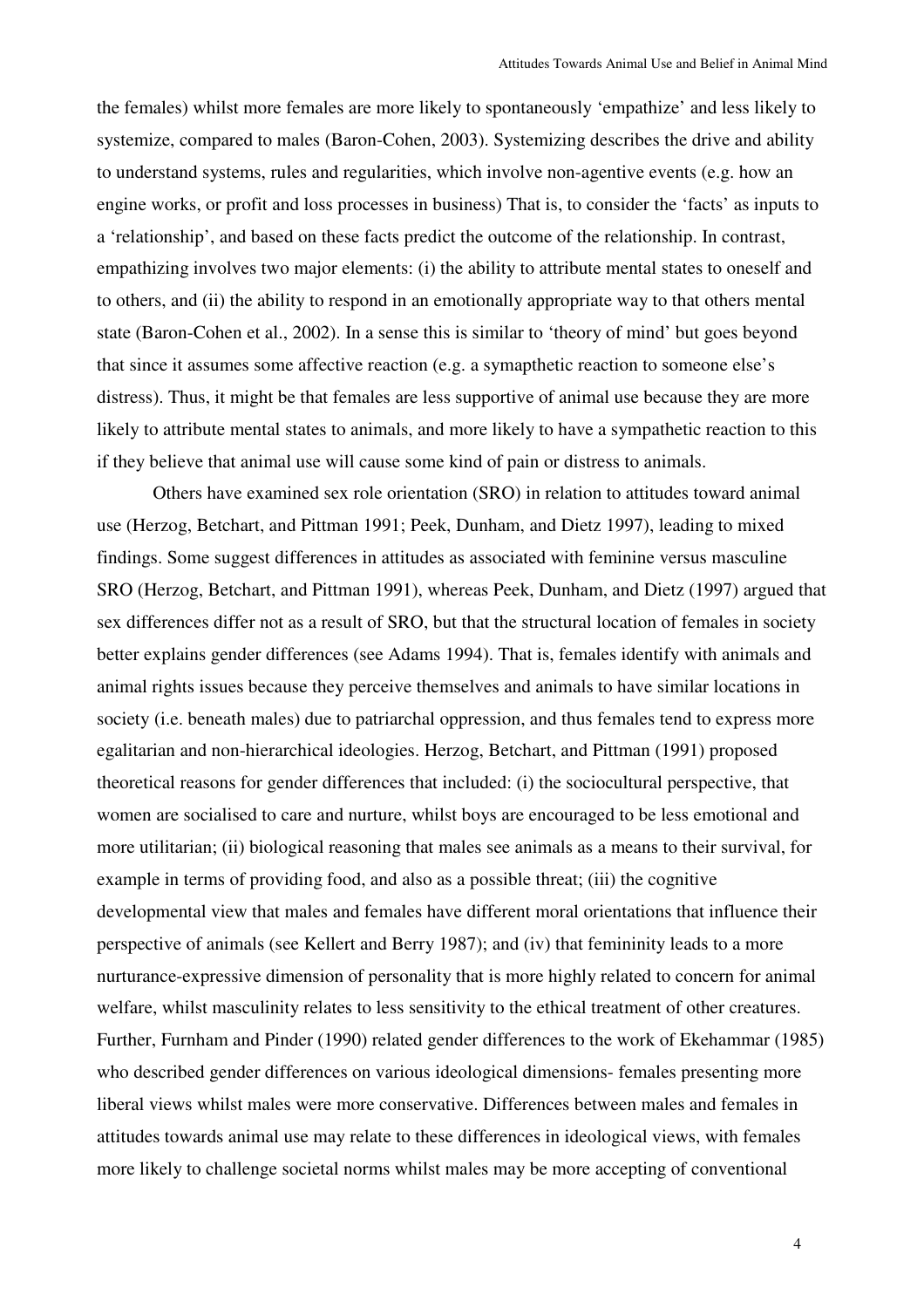the females) whilst more females are more likely to spontaneously 'empathize' and less likely to systemize, compared to males (Baron-Cohen, 2003). Systemizing describes the drive and ability to understand systems, rules and regularities, which involve non-agentive events (e.g. how an engine works, or profit and loss processes in business) That is, to consider the 'facts' as inputs to a 'relationship', and based on these facts predict the outcome of the relationship. In contrast, empathizing involves two major elements: (i) the ability to attribute mental states to oneself and to others, and (ii) the ability to respond in an emotionally appropriate way to that others mental state (Baron-Cohen et al., 2002). In a sense this is similar to 'theory of mind' but goes beyond that since it assumes some affective reaction (e.g. a symapthetic reaction to someone else's distress). Thus, it might be that females are less supportive of animal use because they are more likely to attribute mental states to animals, and more likely to have a sympathetic reaction to this if they believe that animal use will cause some kind of pain or distress to animals.

Others have examined sex role orientation (SRO) in relation to attitudes toward animal use (Herzog, Betchart, and Pittman 1991; Peek, Dunham, and Dietz 1997), leading to mixed findings. Some suggest differences in attitudes as associated with feminine versus masculine SRO (Herzog, Betchart, and Pittman 1991), whereas Peek, Dunham, and Dietz (1997) argued that sex differences differ not as a result of SRO, but that the structural location of females in society better explains gender differences (see Adams 1994). That is, females identify with animals and animal rights issues because they perceive themselves and animals to have similar locations in society (i.e. beneath males) due to patriarchal oppression, and thus females tend to express more egalitarian and non-hierarchical ideologies. Herzog, Betchart, and Pittman (1991) proposed theoretical reasons for gender differences that included: (i) the sociocultural perspective, that women are socialised to care and nurture, whilst boys are encouraged to be less emotional and more utilitarian; (ii) biological reasoning that males see animals as a means to their survival, for example in terms of providing food, and also as a possible threat; (iii) the cognitive developmental view that males and females have different moral orientations that influence their perspective of animals (see Kellert and Berry 1987); and (iv) that femininity leads to a more nurturance-expressive dimension of personality that is more highly related to concern for animal welfare, whilst masculinity relates to less sensitivity to the ethical treatment of other creatures. Further, Furnham and Pinder (1990) related gender differences to the work of Ekehammar (1985) who described gender differences on various ideological dimensions- females presenting more liberal views whilst males were more conservative. Differences between males and females in attitudes towards animal use may relate to these differences in ideological views, with females more likely to challenge societal norms whilst males may be more accepting of conventional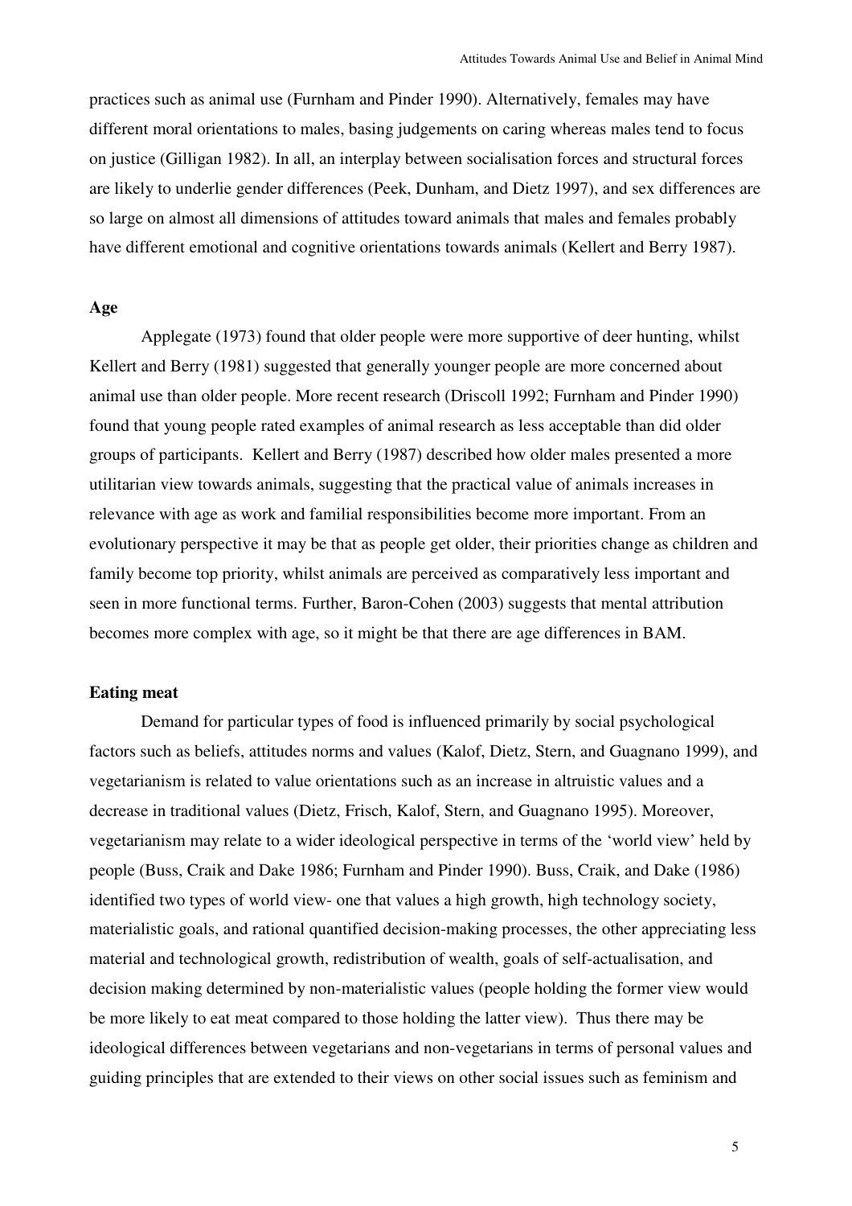practices such as animal use (Furnham and Pinder 1990). Alternatively, females may have different moral orientations to males, basing judgements on caring whereas males tend to focus on justice (Gilligan 1982). In all, an interplay between socialisation forces and structural forces are likely to underlie gender differences (Peek, Dunham, and Dietz 1997), and sex differences are so large on almost all dimensions of attitudes toward animals that males and females probably have different emotional and cognitive orientations towards animals (Kellert and Berry 1987).

**Age**

Applegate (1973) found that older people were more supportive of deer hunting, whilst Kellert and Berry (1981) suggested that generally younger people are more concerned about animal use than older people. More recent research (Driscoll 1992; Furnham and Pinder 1990) found that young people rated examples of animal research as less acceptable than did older groups of participants. Kellert and Berry (1987) described how older males presented a more utilitarian view towards animals, suggesting that the practical value of animals increases in relevance with age as work and familial responsibilities become more important. From an evolutionary perspective it may be that as people get older, their priorities change as children and family become top priority, whilst animals are perceived as comparatively less important and seen in more functional terms. Further, Baron-Cohen (2003) suggests that mental attribution becomes more complex with age, so it might be that there are age differences in BAM.

**Eating meat**

Demand for particular types of food is influenced primarily by social psychological factors such as beliefs, attitudes norms and values (Kalof, Dietz, Stern, and Guagnano 1999), and vegetarianism is related to value orientations such as an increase in altruistic values and a decrease in traditional values (Dietz, Frisch, Kalof, Stern, and Guagnano 1995). Moreover, vegetarianism may relate to a wider ideological perspective in terms of the 'world view' held by people (Buss, Craik and Dake 1986; Furnham and Pinder 1990). Buss, Craik, and Dake (1986) identified two types of world view- one that values a high growth, high technology society, materialistic goals, and rational quantified decision-making processes, the other appreciating less material and technological growth, redistribution of wealth, goals of self-actualisation, and decision making determined by non-materialistic values (people holding the former view would be more likely to eat meat compared to those holding the latter view). Thus there may be ideological differences between vegetarians and non-vegetarians in terms of personal values and guiding principles that are extended to their views on other social issues such as feminism and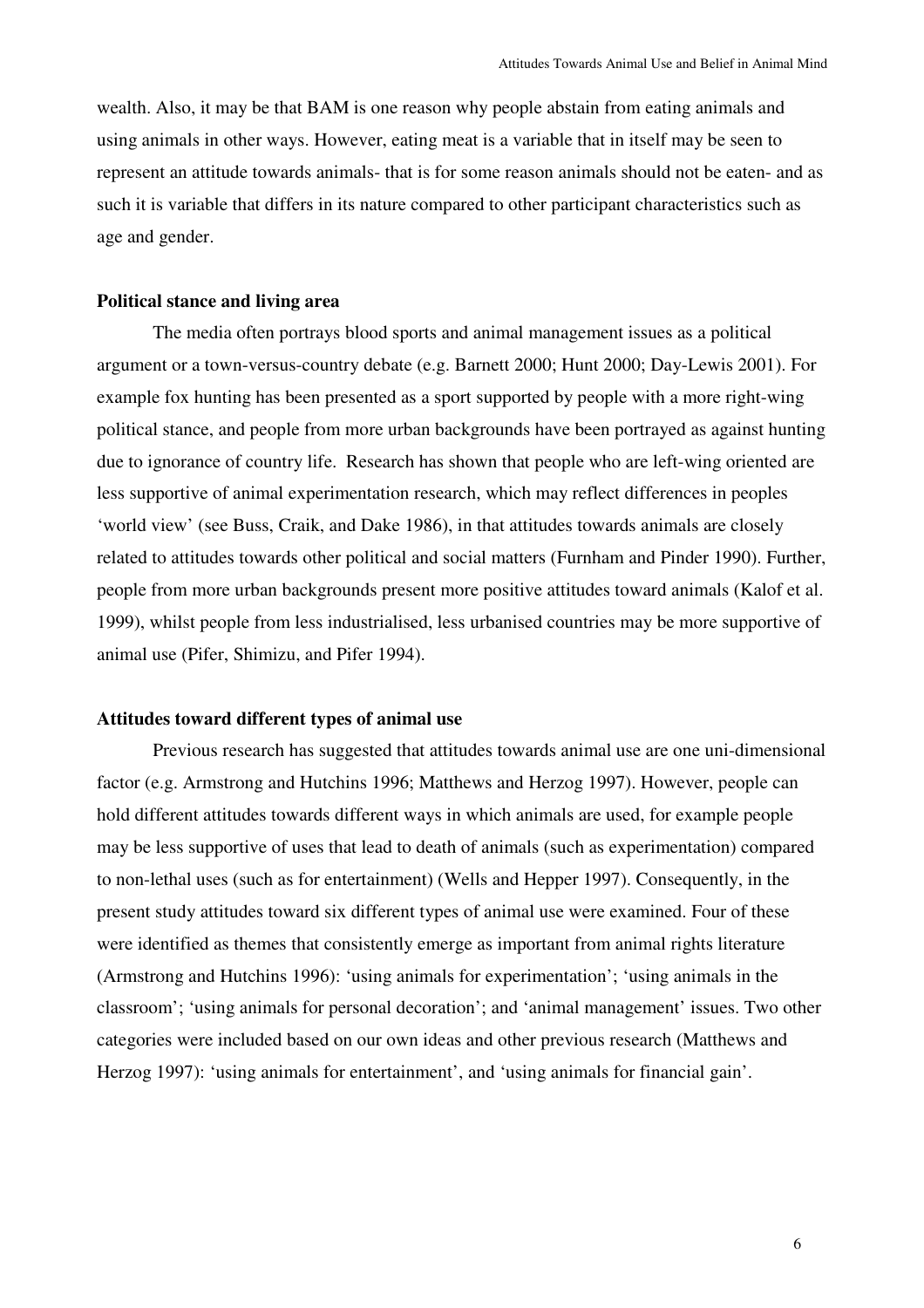wealth. Also, it may be that BAM is one reason why people abstain from eating animals and using animals in other ways. However, eating meat is a variable that in itself may be seen to represent an attitude towards animals- that is for some reason animals should not be eaten- and as such it is variable that differs in its nature compared to other participant characteristics such as age and gender.

**Political stance and living area**

The media often portrays blood sports and animal management issues as a political argument or a town-versus-country debate (e.g. Barnett 2000; Hunt 2000; Day-Lewis 2001). For example fox hunting has been presented as a sport supported by people with a more right-wing political stance, and people from more urban backgrounds have been portrayed as against hunting due to ignorance of country life. Research has shown that people who are left-wing oriented are less supportive of animal experimentation research, which may reflect differences in peoples 'world view' (see Buss, Craik, and Dake 1986), in that attitudes towards animals are closely related to attitudes towards other political and social matters (Furnham and Pinder 1990). Further, people from more urban backgrounds present more positive attitudes toward animals (Kalof et al. 1999), whilst people from less industrialised, less urbanised countries may be more supportive of animal use (Pifer, Shimizu, and Pifer 1994).

**Attitudes toward different types of animal use**

Previous research has suggested that attitudes towards animal use are one uni-dimensional factor (e.g. Armstrong and Hutchins 1996; Matthews and Herzog 1997). However, people can hold different attitudes towards different ways in which animals are used, for example people may be less supportive of uses that lead to death of animals (such as experimentation) compared to non-lethal uses (such as for entertainment) (Wells and Hepper 1997). Consequently, in the present study attitudes toward six different types of animal use were examined. Four of these were identified as themes that consistently emerge as important from animal rights literature (Armstrong and Hutchins 1996): 'using animals for experimentation'; 'using animals in the classroom'; 'using animals for personal decoration'; and 'animal management' issues. Two other categories were included based on our own ideas and other previous research (Matthews and Herzog 1997): 'using animals for entertainment', and 'using animals for financial gain'.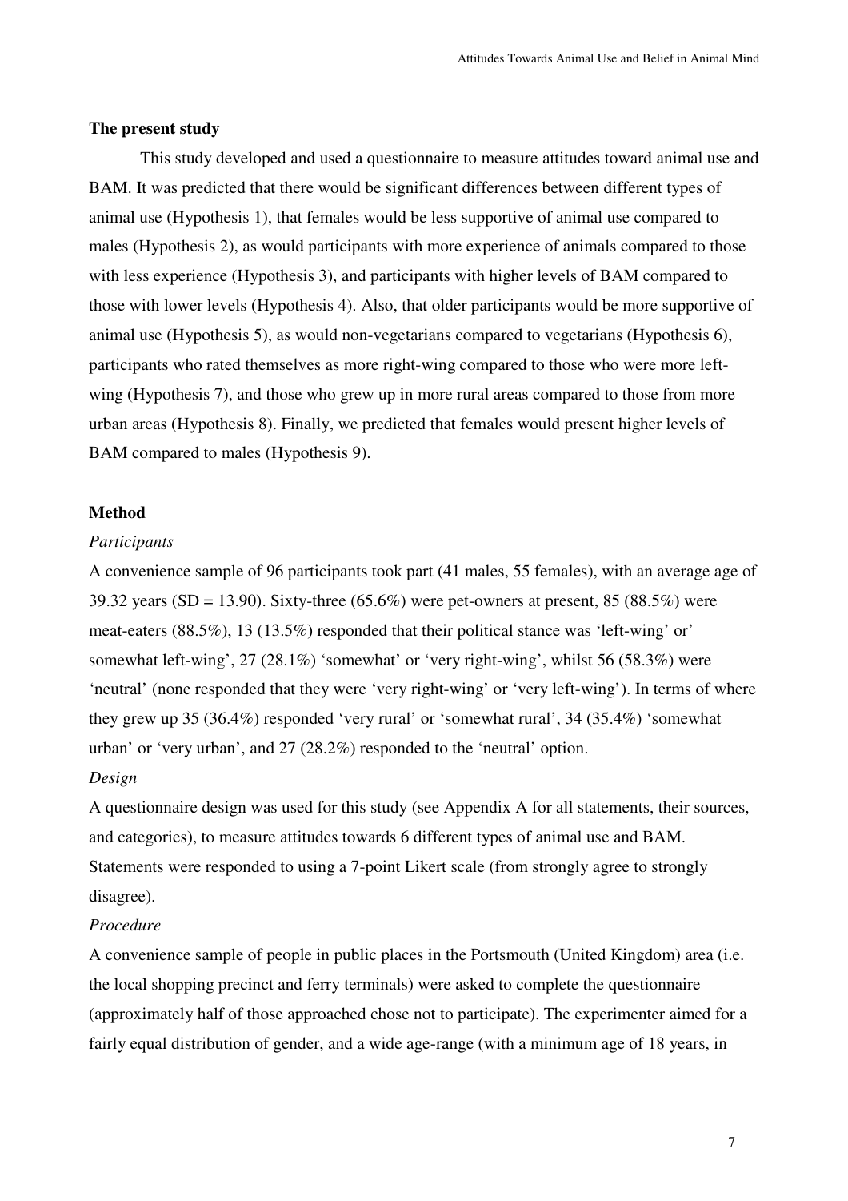### The present study

This study developed and used a questionnaire to measure attitudes toward animal use and BAM. It was predicted that there would be significant differences between different types of animal use (Hypothesis 1), that females would be less supportive of animal use compared to males (Hypothesis 2), as would participants with more experience of animals compared to those with less experience (Hypothesis 3), and participants with higher levels of BAM compared to those with lower levels (Hypothesis 4). Also, that older participants would be more supportive of animal use (Hypothesis 5), as would non-vegetarians compared to vegetarians (Hypothesis 6), participants who rated themselves as more right-wing compared to those who were more left-wing (Hypothesis 7), and those who grew up in more rural areas compared to those from more urban areas (Hypothesis 8). Finally, we predicted that females would present higher levels of BAM compared to males (Hypothesis 9).

### Method

*Participants*

A convenience sample of 96 participants took part (41 males, 55 females), with an average age of 39.32 years (SD = 13.90). Sixty-three (65.6%) were pet-owners at present, 85 (88.5%) were meat-eaters (88.5%), 13 (13.5%) responded that their political stance was 'left-wing' or' somewhat left-wing', 27 (28.1%) 'somewhat' or 'very right-wing', whilst 56 (58.3%) were 'neutral' (none responded that they were 'very right-wing' or 'very left-wing'). In terms of where they grew up 35 (36.4%) responded 'very rural' or 'somewhat rural', 34 (35.4%) 'somewhat urban' or 'very urban', and 27 (28.2%) responded to the 'neutral' option.

*Design*

A questionnaire design was used for this study (see Appendix A for all statements, their sources, and categories), to measure attitudes towards 6 different types of animal use and BAM. Statements were responded to using a 7-point Likert scale (from strongly agree to strongly disagree).

*Procedure*

A convenience sample of people in public places in the Portsmouth (United Kingdom) area (i.e. the local shopping precinct and ferry terminals) were asked to complete the questionnaire (approximately half of those approached chose not to participate). The experimenter aimed for a fairly equal distribution of gender, and a wide age-range (with a minimum age of 18 years, in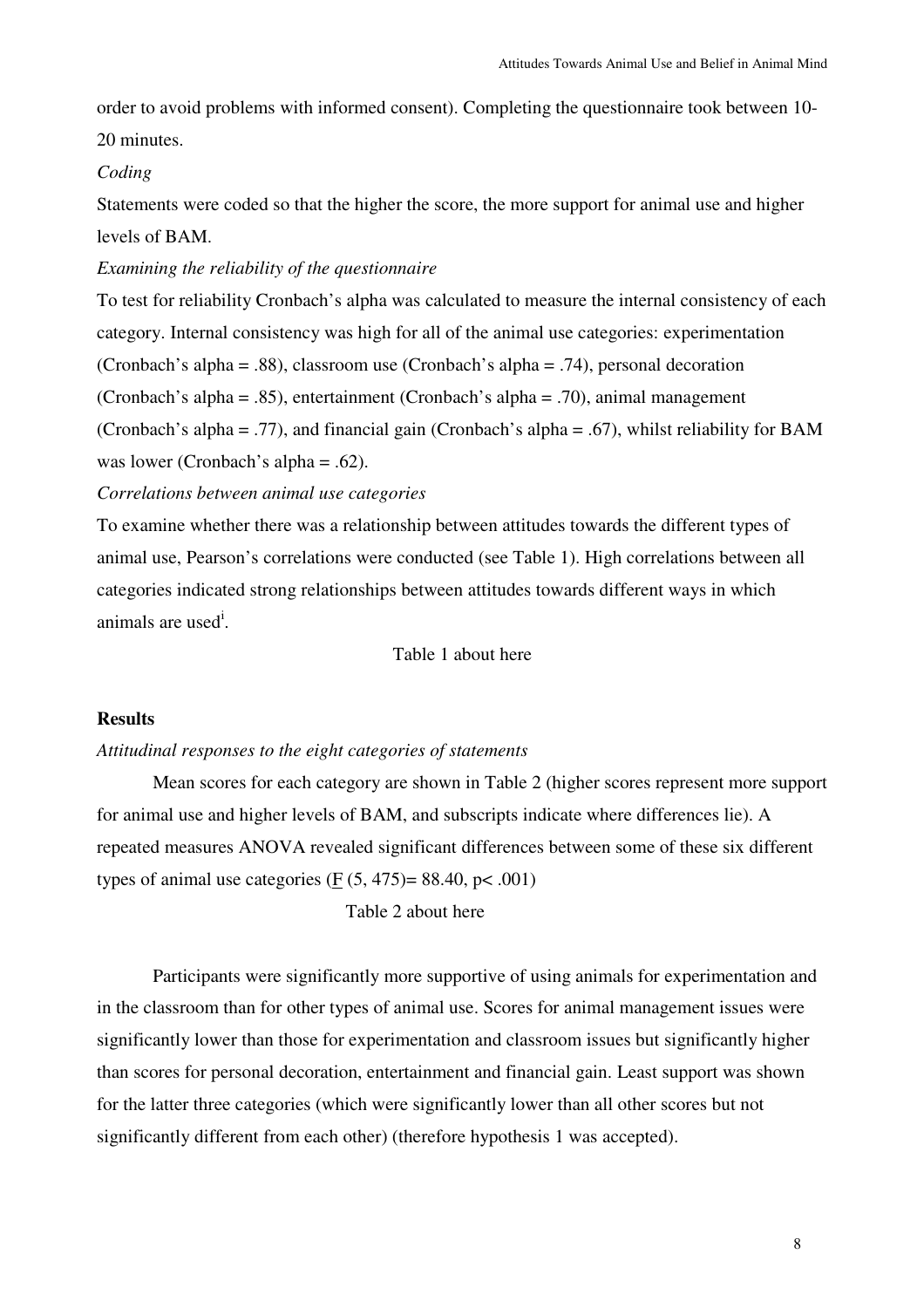order to avoid problems with informed consent). Completing the questionnaire took between 10-20 minutes.

*Coding*

Statements were coded so that the higher the score, the more support for animal use and higher levels of BAM.

*Examining the reliability of the questionnaire*

To test for reliability Cronbach's alpha was calculated to measure the internal consistency of each category. Internal consistency was high for all of the animal use categories: experimentation (Cronbach's alpha = .88), classroom use (Cronbach's alpha = .74), personal decoration (Cronbach's alpha = .85), entertainment (Cronbach's alpha = .70), animal management (Cronbach's alpha = .77), and financial gain (Cronbach's alpha = .67), whilst reliability for BAM was lower (Cronbach's alpha = .62).

*Correlations between animal use categories*

To examine whether there was a relationship between attitudes towards the different types of animal use, Pearson's correlations were conducted (see Table 1). High correlations between all categories indicated strong relationships between attitudes towards different ways in which animals are used[i].

Table 1 about here

## Results

*Attitudinal responses to the eight categories of statements*

Mean scores for each category are shown in Table 2 (higher scores represent more support for animal use and higher levels of BAM, and subscripts indicate where differences lie). A repeated measures ANOVA revealed significant differences between some of these six different types of animal use categories ($\underline{F}$ (5, 475)= 88.40, $p < .001$)

Table 2 about here

Participants were significantly more supportive of using animals for experimentation and in the classroom than for other types of animal use. Scores for animal management issues were significantly lower than those for experimentation and classroom issues but significantly higher than scores for personal decoration, entertainment and financial gain. Least support was shown for the latter three categories (which were significantly lower than all other scores but not significantly different from each other) (therefore hypothesis 1 was accepted).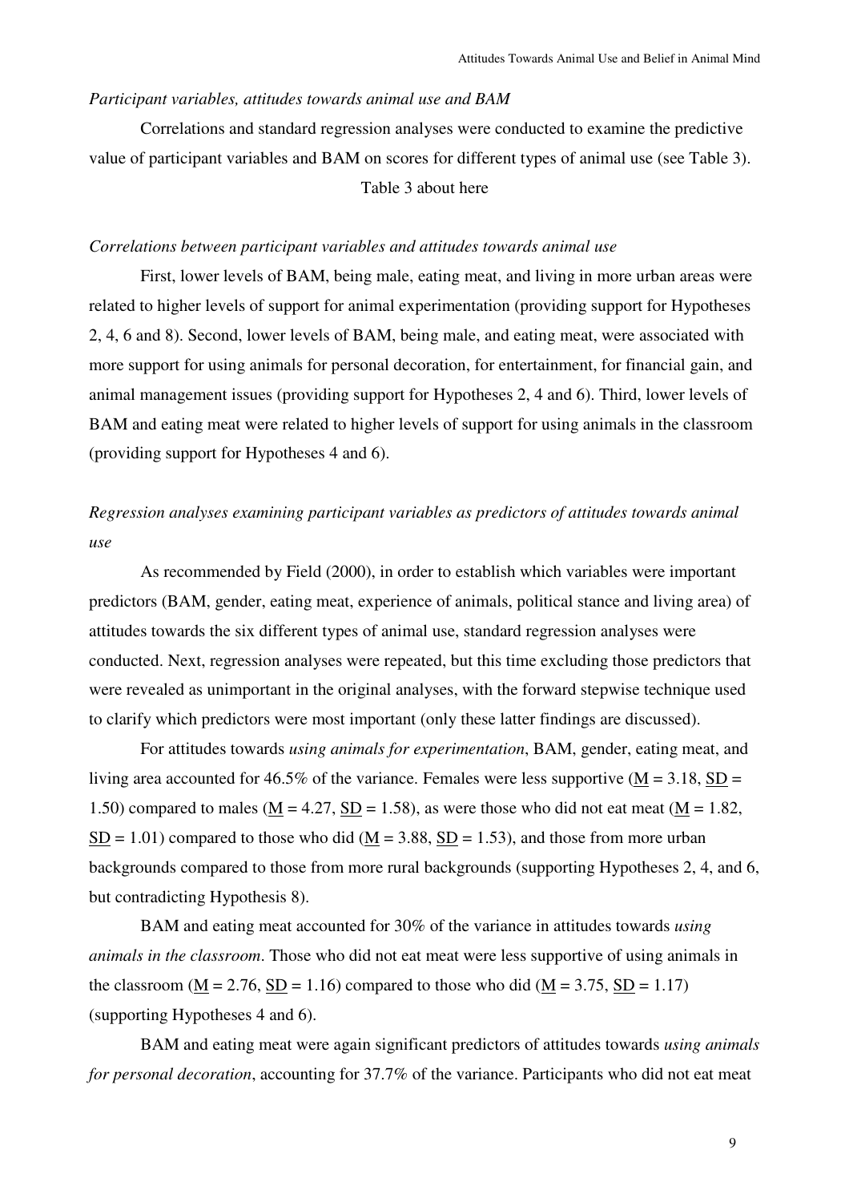*Participant variables, attitudes towards animal use and BAM*

Correlations and standard regression analyses were conducted to examine the predictive value of participant variables and BAM on scores for different types of animal use (see Table 3).

Table 3 about here

*Correlations between participant variables and attitudes towards animal use*

First, lower levels of BAM, being male, eating meat, and living in more urban areas were related to higher levels of support for animal experimentation (providing support for Hypotheses 2, 4, 6 and 8). Second, lower levels of BAM, being male, and eating meat, were associated with more support for using animals for personal decoration, for entertainment, for financial gain, and animal management issues (providing support for Hypotheses 2, 4 and 6). Third, lower levels of BAM and eating meat were related to higher levels of support for using animals in the classroom (providing support for Hypotheses 4 and 6).

*Regression analyses examining participant variables as predictors of attitudes towards animal use*

As recommended by Field (2000), in order to establish which variables were important predictors (BAM, gender, eating meat, experience of animals, political stance and living area) of attitudes towards the six different types of animal use, standard regression analyses were conducted. Next, regression analyses were repeated, but this time excluding those predictors that were revealed as unimportant in the original analyses, with the forward stepwise technique used to clarify which predictors were most important (only these latter findings are discussed).

For attitudes towards *using animals for experimentation*, BAM, gender, eating meat, and living area accounted for 46.5% of the variance. Females were less supportive ($\underline{M}$ = 3.18, $\underline{SD}$ = 1.50) compared to males ($\underline{M}$ = 4.27, $\underline{SD}$ = 1.58), as were those who did not eat meat ($\underline{M}$ = 1.82, $\underline{SD}$ = 1.01) compared to those who did ($\underline{M}$ = 3.88, $\underline{SD}$ = 1.53), and those from more urban backgrounds compared to those from more rural backgrounds (supporting Hypotheses 2, 4, and 6, but contradicting Hypothesis 8).

BAM and eating meat accounted for 30% of the variance in attitudes towards *using animals in the classroom*. Those who did not eat meat were less supportive of using animals in the classroom ($\underline{M}$ = 2.76, $\underline{SD}$ = 1.16) compared to those who did ($\underline{M}$ = 3.75, $\underline{SD}$ = 1.17) (supporting Hypotheses 4 and 6).

BAM and eating meat were again significant predictors of attitudes towards *using animals for personal decoration*, accounting for 37.7% of the variance. Participants who did not eat meat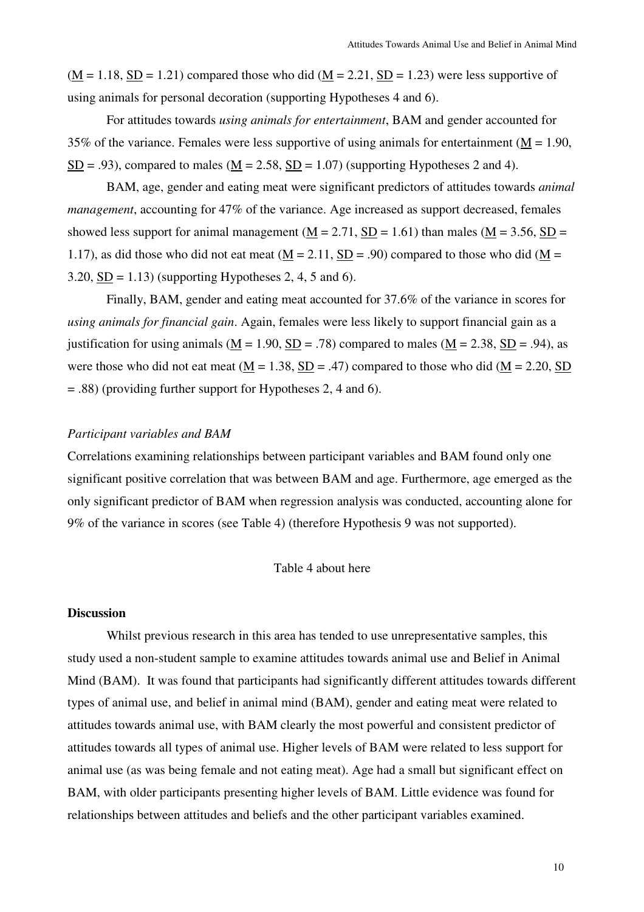(M = 1.18, SD = 1.21) compared those who did (M = 2.21, SD = 1.23) were less supportive of using animals for personal decoration (supporting Hypotheses 4 and 6).

For attitudes towards *using animals for entertainment*, BAM and gender accounted for 35% of the variance. Females were less supportive of using animals for entertainment (M = 1.90, SD = .93), compared to males (M = 2.58, SD = 1.07) (supporting Hypotheses 2 and 4).

BAM, age, gender and eating meat were significant predictors of attitudes towards *animal management*, accounting for 47% of the variance. Age increased as support decreased, females showed less support for animal management (M = 2.71, SD = 1.61) than males (M = 3.56, SD = 1.17), as did those who did not eat meat (M = 2.11, SD = .90) compared to those who did (M = 3.20, SD = 1.13) (supporting Hypotheses 2, 4, 5 and 6).

Finally, BAM, gender and eating meat accounted for 37.6% of the variance in scores for *using animals for financial gain*. Again, females were less likely to support financial gain as a justification for using animals (M = 1.90, SD = .78) compared to males (M = 2.38, SD = .94), as were those who did not eat meat (M = 1.38, SD = .47) compared to those who did (M = 2.20, SD = .88) (providing further support for Hypotheses 2, 4 and 6).

*Participant variables and BAM*

Correlations examining relationships between participant variables and BAM found only one significant positive correlation that was between BAM and age. Furthermore, age emerged as the only significant predictor of BAM when regression analysis was conducted, accounting alone for 9% of the variance in scores (see Table 4) (therefore Hypothesis 9 was not supported).

Table 4 about here

**Discussion**

Whilst previous research in this area has tended to use unrepresentative samples, this study used a non-student sample to examine attitudes towards animal use and Belief in Animal Mind (BAM). It was found that participants had significantly different attitudes towards different types of animal use, and belief in animal mind (BAM), gender and eating meat were related to attitudes towards animal use, with BAM clearly the most powerful and consistent predictor of attitudes towards all types of animal use. Higher levels of BAM were related to less support for animal use (as was being female and not eating meat). Age had a small but significant effect on BAM, with older participants presenting higher levels of BAM. Little evidence was found for relationships between attitudes and beliefs and the other participant variables examined.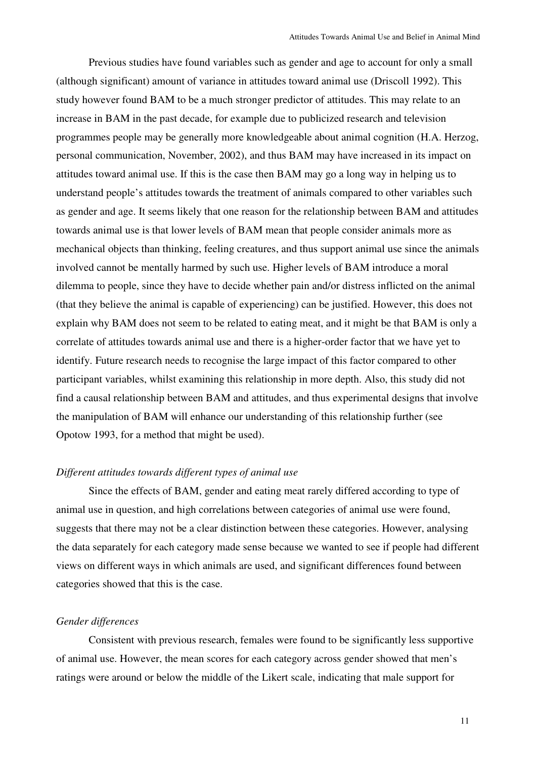Previous studies have found variables such as gender and age to account for only a small (although significant) amount of variance in attitudes toward animal use (Driscoll 1992). This study however found BAM to be a much stronger predictor of attitudes. This may relate to an increase in BAM in the past decade, for example due to publicized research and television programmes people may be generally more knowledgeable about animal cognition (H.A. Herzog, personal communication, November, 2002), and thus BAM may have increased in its impact on attitudes toward animal use. If this is the case then BAM may go a long way in helping us to understand people's attitudes towards the treatment of animals compared to other variables such as gender and age. It seems likely that one reason for the relationship between BAM and attitudes towards animal use is that lower levels of BAM mean that people consider animals more as mechanical objects than thinking, feeling creatures, and thus support animal use since the animals involved cannot be mentally harmed by such use. Higher levels of BAM introduce a moral dilemma to people, since they have to decide whether pain and/or distress inflicted on the animal (that they believe the animal is capable of experiencing) can be justified. However, this does not explain why BAM does not seem to be related to eating meat, and it might be that BAM is only a correlate of attitudes towards animal use and there is a higher-order factor that we have yet to identify. Future research needs to recognise the large impact of this factor compared to other participant variables, whilst examining this relationship in more depth. Also, this study did not find a causal relationship between BAM and attitudes, and thus experimental designs that involve the manipulation of BAM will enhance our understanding of this relationship further (see Opotow 1993, for a method that might be used).

### *Different attitudes towards different types of animal use*

Since the effects of BAM, gender and eating meat rarely differed according to type of animal use in question, and high correlations between categories of animal use were found, suggests that there may not be a clear distinction between these categories. However, analysing the data separately for each category made sense because we wanted to see if people had different views on different ways in which animals are used, and significant differences found between categories showed that this is the case.

### *Gender differences*

Consistent with previous research, females were found to be significantly less supportive of animal use. However, the mean scores for each category across gender showed that men's ratings were around or below the middle of the Likert scale, indicating that male support for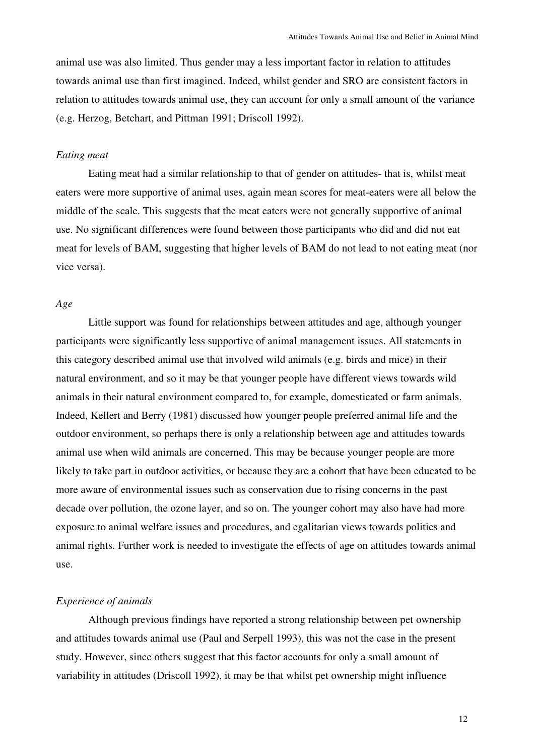animal use was also limited. Thus gender may a less important factor in relation to attitudes towards animal use than first imagined. Indeed, whilst gender and SRO are consistent factors in relation to attitudes towards animal use, they can account for only a small amount of the variance (e.g. Herzog, Betchart, and Pittman 1991; Driscoll 1992).

*Eating meat*

Eating meat had a similar relationship to that of gender on attitudes- that is, whilst meat eaters were more supportive of animal uses, again mean scores for meat-eaters were all below the middle of the scale. This suggests that the meat eaters were not generally supportive of animal use. No significant differences were found between those participants who did and did not eat meat for levels of BAM, suggesting that higher levels of BAM do not lead to not eating meat (nor vice versa).

*Age*

Little support was found for relationships between attitudes and age, although younger participants were significantly less supportive of animal management issues. All statements in this category described animal use that involved wild animals (e.g. birds and mice) in their natural environment, and so it may be that younger people have different views towards wild animals in their natural environment compared to, for example, domesticated or farm animals. Indeed, Kellert and Berry (1981) discussed how younger people preferred animal life and the outdoor environment, so perhaps there is only a relationship between age and attitudes towards animal use when wild animals are concerned. This may be because younger people are more likely to take part in outdoor activities, or because they are a cohort that have been educated to be more aware of environmental issues such as conservation due to rising concerns in the past decade over pollution, the ozone layer, and so on. The younger cohort may also have had more exposure to animal welfare issues and procedures, and egalitarian views towards politics and animal rights. Further work is needed to investigate the effects of age on attitudes towards animal use.

*Experience of animals*

Although previous findings have reported a strong relationship between pet ownership and attitudes towards animal use (Paul and Serpell 1993), this was not the case in the present study. However, since others suggest that this factor accounts for only a small amount of variability in attitudes (Driscoll 1992), it may be that whilst pet ownership might influence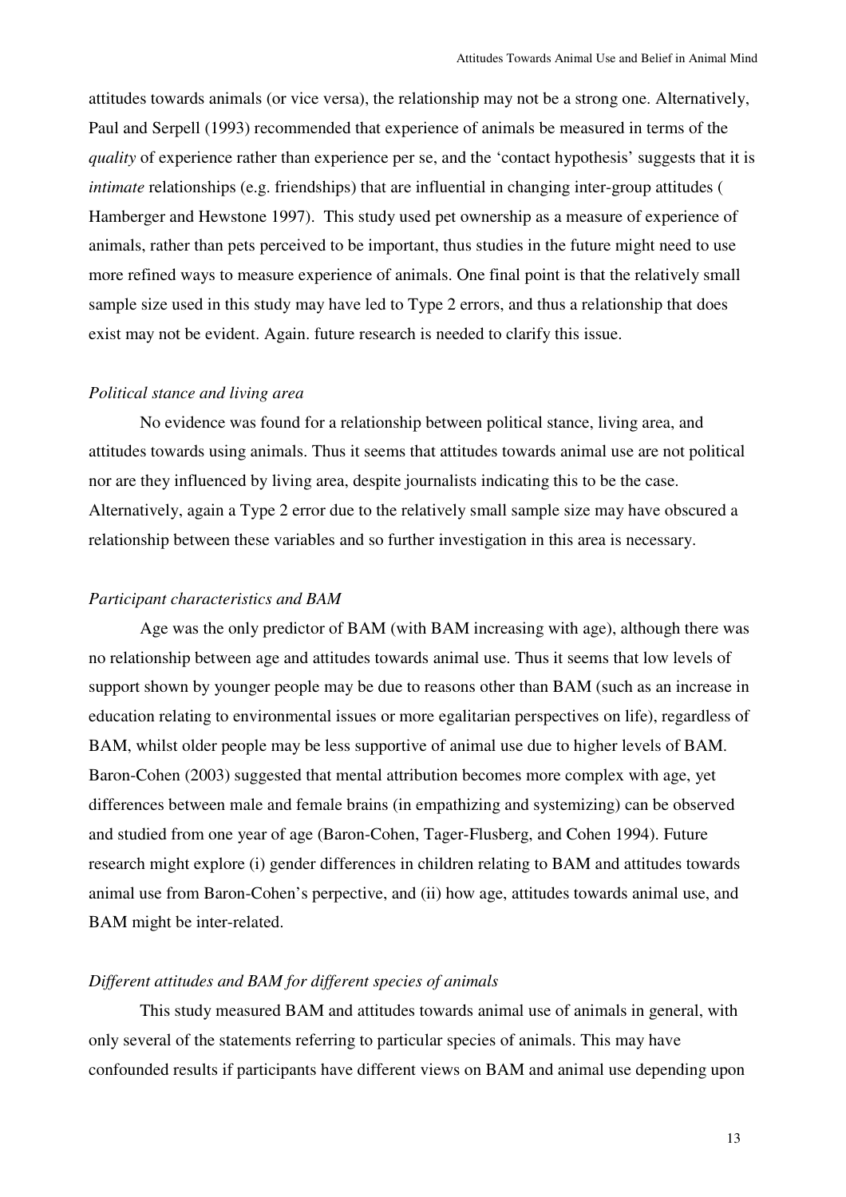attitudes towards animals (or vice versa), the relationship may not be a strong one. Alternatively, Paul and Serpell (1993) recommended that experience of animals be measured in terms of the *quality* of experience rather than experience per se, and the 'contact hypothesis' suggests that it is *intimate* relationships (e.g. friendships) that are influential in changing inter-group attitudes ( Hamberger and Hewstone 1997). This study used pet ownership as a measure of experience of animals, rather than pets perceived to be important, thus studies in the future might need to use more refined ways to measure experience of animals. One final point is that the relatively small sample size used in this study may have led to Type 2 errors, and thus a relationship that does exist may not be evident. Again. future research is needed to clarify this issue.

*Political stance and living area*

No evidence was found for a relationship between political stance, living area, and attitudes towards using animals. Thus it seems that attitudes towards animal use are not political nor are they influenced by living area, despite journalists indicating this to be the case. Alternatively, again a Type 2 error due to the relatively small sample size may have obscured a relationship between these variables and so further investigation in this area is necessary.

*Participant characteristics and BAM*

Age was the only predictor of BAM (with BAM increasing with age), although there was no relationship between age and attitudes towards animal use. Thus it seems that low levels of support shown by younger people may be due to reasons other than BAM (such as an increase in education relating to environmental issues or more egalitarian perspectives on life), regardless of BAM, whilst older people may be less supportive of animal use due to higher levels of BAM. Baron-Cohen (2003) suggested that mental attribution becomes more complex with age, yet differences between male and female brains (in empathizing and systemizing) can be observed and studied from one year of age (Baron-Cohen, Tager-Flusberg, and Cohen 1994). Future research might explore (i) gender differences in children relating to BAM and attitudes towards animal use from Baron-Cohen's perpective, and (ii) how age, attitudes towards animal use, and BAM might be inter-related.

*Different attitudes and BAM for different species of animals*

This study measured BAM and attitudes towards animal use of animals in general, with only several of the statements referring to particular species of animals. This may have confounded results if participants have different views on BAM and animal use depending upon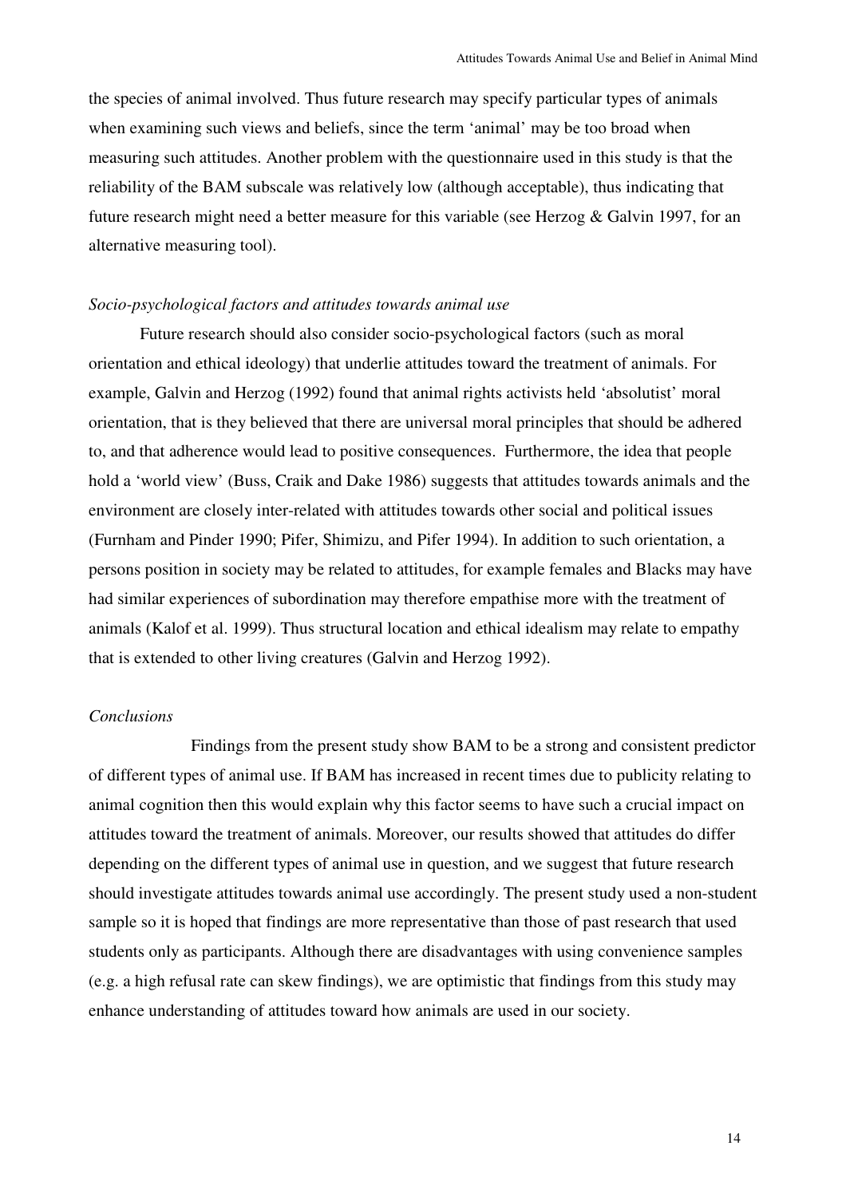the species of animal involved. Thus future research may specify particular types of animals when examining such views and beliefs, since the term 'animal' may be too broad when measuring such attitudes. Another problem with the questionnaire used in this study is that the reliability of the BAM subscale was relatively low (although acceptable), thus indicating that future research might need a better measure for this variable (see Herzog & Galvin 1997, for an alternative measuring tool).

*Socio-psychological factors and attitudes towards animal use*

Future research should also consider socio-psychological factors (such as moral orientation and ethical ideology) that underlie attitudes toward the treatment of animals. For example, Galvin and Herzog (1992) found that animal rights activists held 'absolutist' moral orientation, that is they believed that there are universal moral principles that should be adhered to, and that adherence would lead to positive consequences. Furthermore, the idea that people hold a 'world view' (Buss, Craik and Dake 1986) suggests that attitudes towards animals and the environment are closely inter-related with attitudes towards other social and political issues (Furnham and Pinder 1990; Pifer, Shimizu, and Pifer 1994). In addition to such orientation, a persons position in society may be related to attitudes, for example females and Blacks may have had similar experiences of subordination may therefore empathise more with the treatment of animals (Kalof et al. 1999). Thus structural location and ethical idealism may relate to empathy that is extended to other living creatures (Galvin and Herzog 1992).

*Conclusions*

Findings from the present study show BAM to be a strong and consistent predictor of different types of animal use. If BAM has increased in recent times due to publicity relating to animal cognition then this would explain why this factor seems to have such a crucial impact on attitudes toward the treatment of animals. Moreover, our results showed that attitudes do differ depending on the different types of animal use in question, and we suggest that future research should investigate attitudes towards animal use accordingly. The present study used a non-student sample so it is hoped that findings are more representative than those of past research that used students only as participants. Although there are disadvantages with using convenience samples (e.g. a high refusal rate can skew findings), we are optimistic that findings from this study may enhance understanding of attitudes toward how animals are used in our society.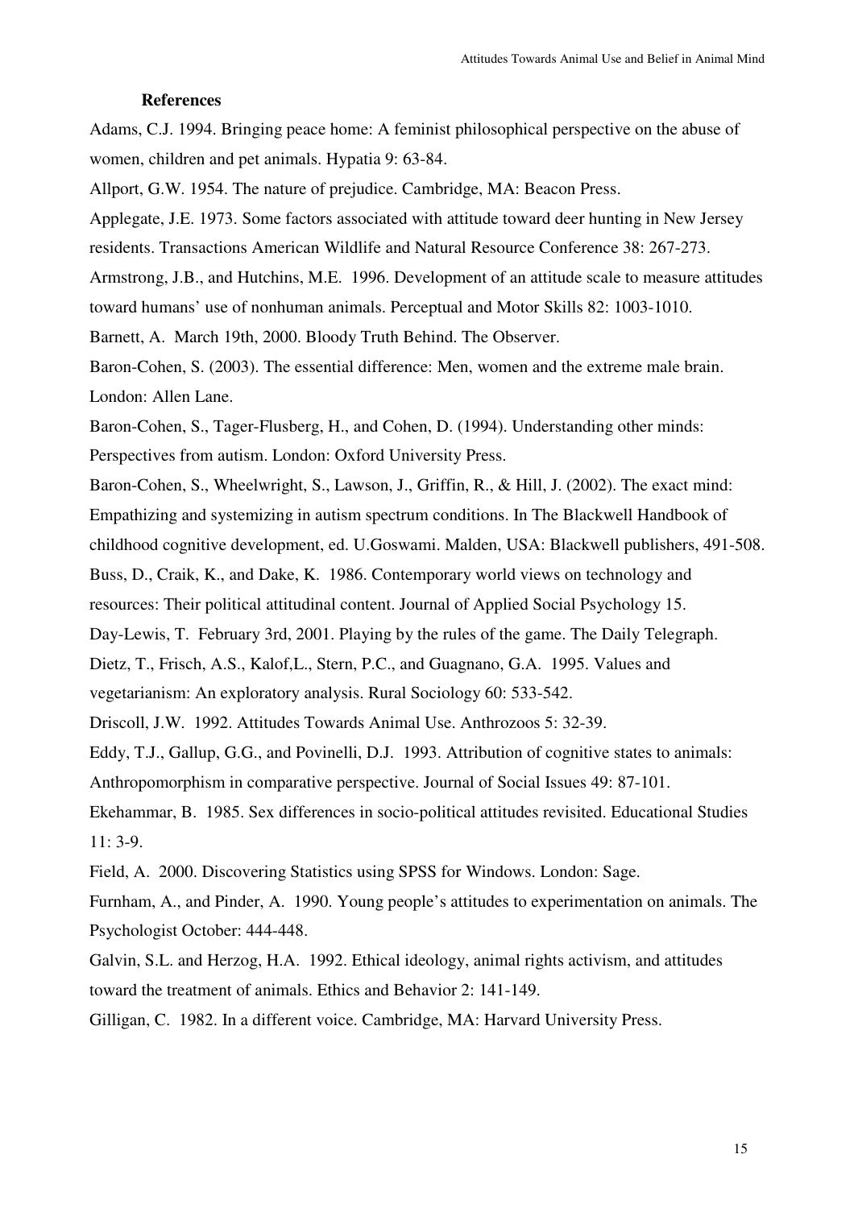**References**

Adams, C.J. 1994. Bringing peace home: A feminist philosophical perspective on the abuse of women, children and pet animals. Hypatia 9: 63-84.

Allport, G.W. 1954. The nature of prejudice. Cambridge, MA: Beacon Press.

Applegate, J.E. 1973. Some factors associated with attitude toward deer hunting in New Jersey residents. Transactions American Wildlife and Natural Resource Conference 38: 267-273.

Armstrong, J.B., and Hutchins, M.E. 1996. Development of an attitude scale to measure attitudes toward humans' use of nonhuman animals. Perceptual and Motor Skills 82: 1003-1010.

Barnett, A. March 19th, 2000. Bloody Truth Behind. The Observer.

Baron-Cohen, S. (2003). The essential difference: Men, women and the extreme male brain. London: Allen Lane.

Baron-Cohen, S., Tager-Flusberg, H., and Cohen, D. (1994). Understanding other minds: Perspectives from autism. London: Oxford University Press.

Baron-Cohen, S., Wheelwright, S., Lawson, J., Griffin, R., & Hill, J. (2002). The exact mind: Empathizing and systemizing in autism spectrum conditions. In The Blackwell Handbook of childhood cognitive development, ed. U.Goswami. Malden, USA: Blackwell publishers, 491-508.

Buss, D., Craik, K., and Dake, K. 1986. Contemporary world views on technology and resources: Their political attitudinal content. Journal of Applied Social Psychology 15.

Day-Lewis, T. February 3rd, 2001. Playing by the rules of the game. The Daily Telegraph.

Dietz, T., Frisch, A.S., Kalof,L., Stern, P.C., and Guagnano, G.A. 1995. Values and vegetarianism: An exploratory analysis. Rural Sociology 60: 533-542.

Driscoll, J.W. 1992. Attitudes Towards Animal Use. Anthrozoos 5: 32-39.

Eddy, T.J., Gallup, G.G., and Povinelli, D.J. 1993. Attribution of cognitive states to animals: Anthropomorphism in comparative perspective. Journal of Social Issues 49: 87-101.

Ekehammar, B. 1985. Sex differences in socio-political attitudes revisited. Educational Studies 11: 3-9.

Field, A. 2000. Discovering Statistics using SPSS for Windows. London: Sage.

Furnham, A., and Pinder, A. 1990. Young people's attitudes to experimentation on animals. The Psychologist October: 444-448.

Galvin, S.L. and Herzog, H.A. 1992. Ethical ideology, animal rights activism, and attitudes toward the treatment of animals. Ethics and Behavior 2: 141-149.

Gilligan, C. 1982. In a different voice. Cambridge, MA: Harvard University Press.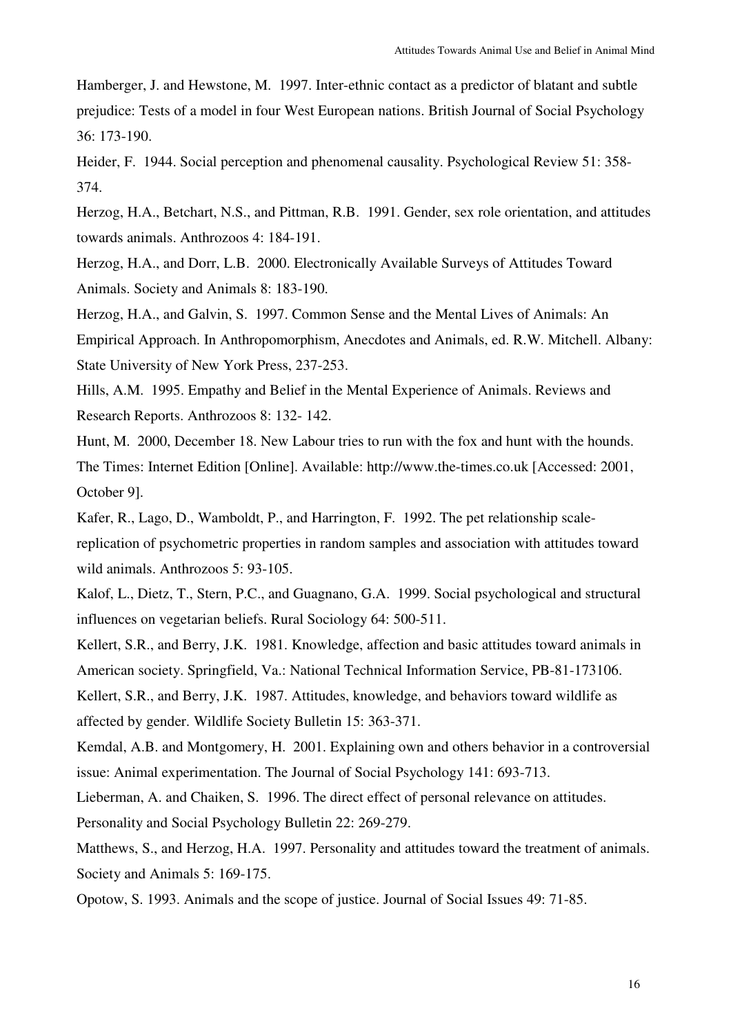Hamberger, J. and Hewstone, M. 1997. Inter-ethnic contact as a predictor of blatant and subtle prejudice: Tests of a model in four West European nations. British Journal of Social Psychology 36: 173-190.

Heider, F. 1944. Social perception and phenomenal causality. Psychological Review 51: 358-374.

Herzog, H.A., Betchart, N.S., and Pittman, R.B. 1991. Gender, sex role orientation, and attitudes towards animals. Anthrozoos 4: 184-191.

Herzog, H.A., and Dorr, L.B. 2000. Electronically Available Surveys of Attitudes Toward Animals. Society and Animals 8: 183-190.

Herzog, H.A., and Galvin, S. 1997. Common Sense and the Mental Lives of Animals: An Empirical Approach. In Anthropomorphism, Anecdotes and Animals, ed. R.W. Mitchell. Albany: State University of New York Press, 237-253.

Hills, A.M. 1995. Empathy and Belief in the Mental Experience of Animals. Reviews and Research Reports. Anthrozoos 8: 132- 142.

Hunt, M. 2000, December 18. New Labour tries to run with the fox and hunt with the hounds. The Times: Internet Edition [Online]. Available: http://www.the-times.co.uk [Accessed: 2001, October 9].

Kafer, R., Lago, D., Wamboldt, P., and Harrington, F. 1992. The pet relationship scale-replication of psychometric properties in random samples and association with attitudes toward wild animals. Anthrozoos 5: 93-105.

Kalof, L., Dietz, T., Stern, P.C., and Guagnano, G.A. 1999. Social psychological and structural influences on vegetarian beliefs. Rural Sociology 64: 500-511.

Kellert, S.R., and Berry, J.K. 1981. Knowledge, affection and basic attitudes toward animals in American society. Springfield, Va.: National Technical Information Service, PB-81-173106.

Kellert, S.R., and Berry, J.K. 1987. Attitudes, knowledge, and behaviors toward wildlife as affected by gender. Wildlife Society Bulletin 15: 363-371.

Kemdal, A.B. and Montgomery, H. 2001. Explaining own and others behavior in a controversial issue: Animal experimentation. The Journal of Social Psychology 141: 693-713.

Lieberman, A. and Chaiken, S. 1996. The direct effect of personal relevance on attitudes. Personality and Social Psychology Bulletin 22: 269-279.

Matthews, S., and Herzog, H.A. 1997. Personality and attitudes toward the treatment of animals. Society and Animals 5: 169-175.

Opotow, S. 1993. Animals and the scope of justice. Journal of Social Issues 49: 71-85.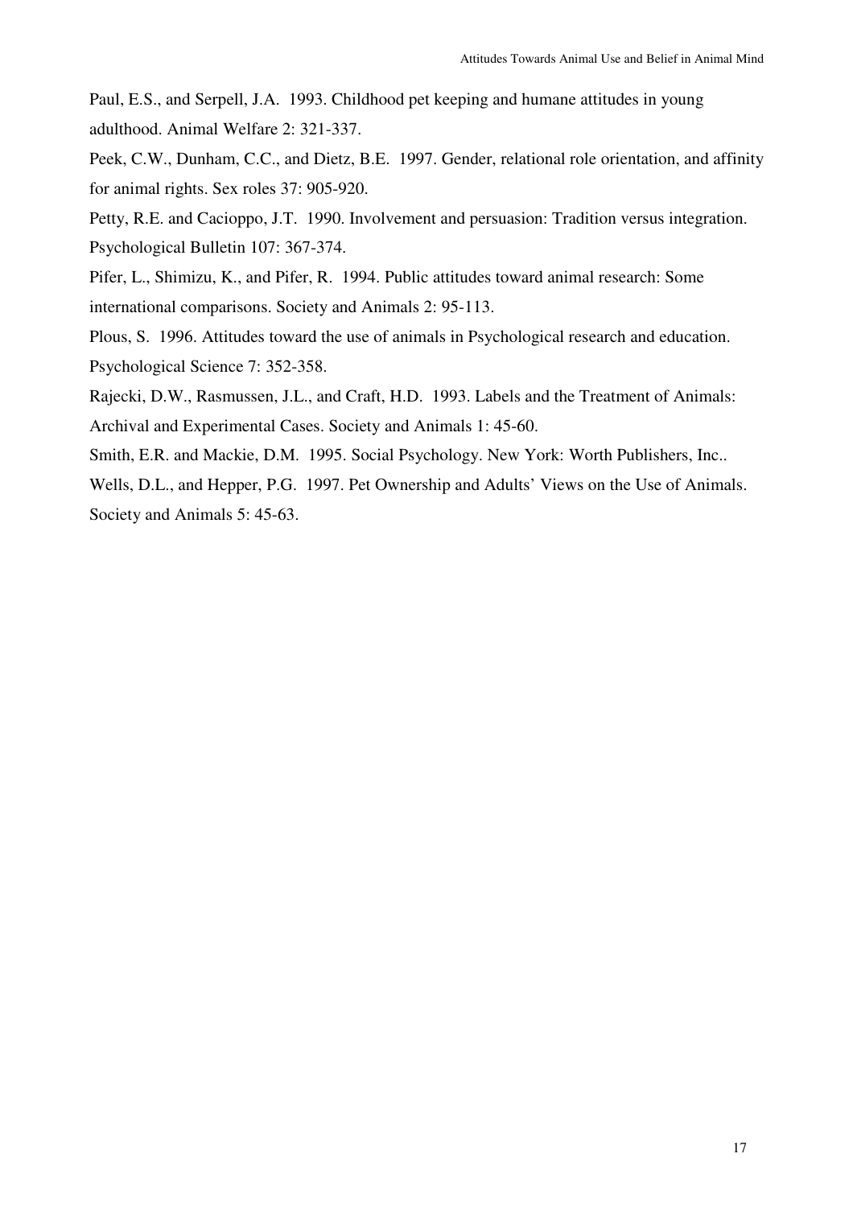Paul, E.S., and Serpell, J.A. 1993. Childhood pet keeping and humane attitudes in young adulthood. Animal Welfare 2: 321-337.

Peek, C.W., Dunham, C.C., and Dietz, B.E. 1997. Gender, relational role orientation, and affinity for animal rights. Sex roles 37: 905-920.

Petty, R.E. and Cacioppo, J.T. 1990. Involvement and persuasion: Tradition versus integration. Psychological Bulletin 107: 367-374.

Pifer, L., Shimizu, K., and Pifer, R. 1994. Public attitudes toward animal research: Some international comparisons. Society and Animals 2: 95-113.

Plous, S. 1996. Attitudes toward the use of animals in Psychological research and education. Psychological Science 7: 352-358.

Rajecki, D.W., Rasmussen, J.L., and Craft, H.D. 1993. Labels and the Treatment of Animals: Archival and Experimental Cases. Society and Animals 1: 45-60.

Smith, E.R. and Mackie, D.M. 1995. Social Psychology. New York: Worth Publishers, Inc..

Wells, D.L., and Hepper, P.G. 1997. Pet Ownership and Adults' Views on the Use of Animals. Society and Animals 5: 45-63.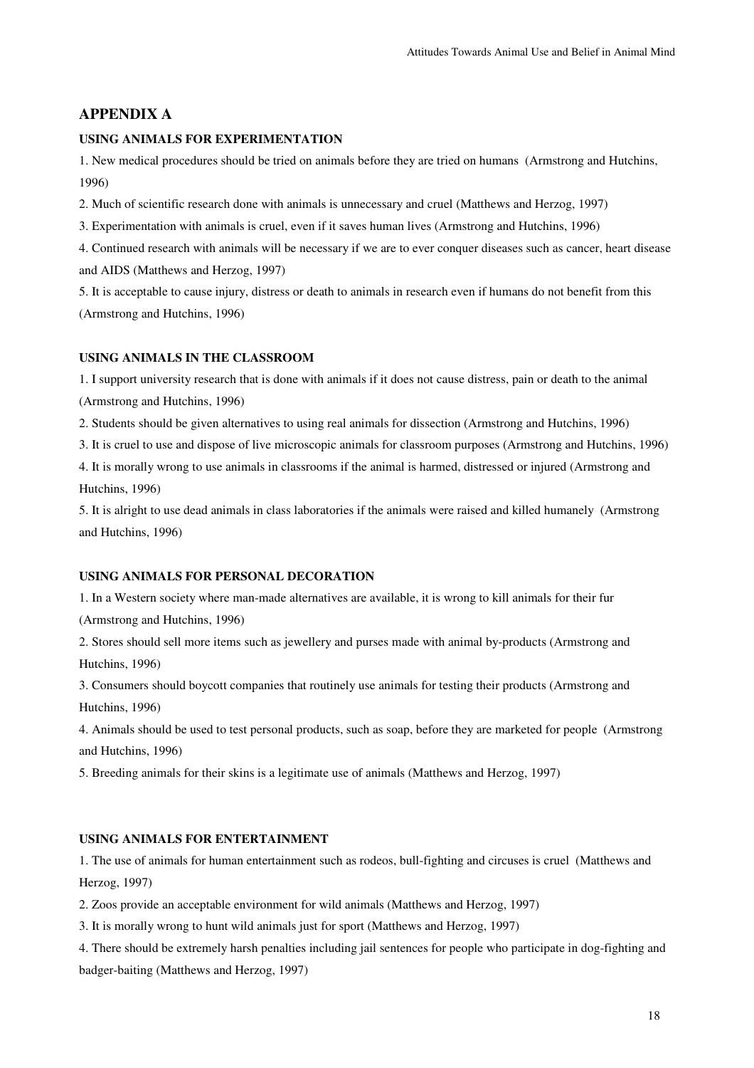## APPENDIX A

### USING ANIMALS FOR EXPERIMENTATION

1. New medical procedures should be tried on animals before they are tried on humans (Armstrong and Hutchins, 1996)
2. Much of scientific research done with animals is unnecessary and cruel (Matthews and Herzog, 1997)
3. Experimentation with animals is cruel, even if it saves human lives (Armstrong and Hutchins, 1996)
4. Continued research with animals will be necessary if we are to ever conquer diseases such as cancer, heart disease and AIDS (Matthews and Herzog, 1997)
5. It is acceptable to cause injury, distress or death to animals in research even if humans do not benefit from this (Armstrong and Hutchins, 1996)

### USING ANIMALS IN THE CLASSROOM

1. I support university research that is done with animals if it does not cause distress, pain or death to the animal (Armstrong and Hutchins, 1996)
2. Students should be given alternatives to using real animals for dissection (Armstrong and Hutchins, 1996)
3. It is cruel to use and dispose of live microscopic animals for classroom purposes (Armstrong and Hutchins, 1996)
4. It is morally wrong to use animals in classrooms if the animal is harmed, distressed or injured (Armstrong and Hutchins, 1996)
5. It is alright to use dead animals in class laboratories if the animals were raised and killed humanely (Armstrong and Hutchins, 1996)

### USING ANIMALS FOR PERSONAL DECORATION

1. In a Western society where man-made alternatives are available, it is wrong to kill animals for their fur (Armstrong and Hutchins, 1996)
2. Stores should sell more items such as jewellery and purses made with animal by-products (Armstrong and Hutchins, 1996)
3. Consumers should boycott companies that routinely use animals for testing their products (Armstrong and Hutchins, 1996)
4. Animals should be used to test personal products, such as soap, before they are marketed for people (Armstrong and Hutchins, 1996)
5. Breeding animals for their skins is a legitimate use of animals (Matthews and Herzog, 1997)

### USING ANIMALS FOR ENTERTAINMENT

1. The use of animals for human entertainment such as rodeos, bull-fighting and circuses is cruel (Matthews and Herzog, 1997)
2. Zoos provide an acceptable environment for wild animals (Matthews and Herzog, 1997)
3. It is morally wrong to hunt wild animals just for sport (Matthews and Herzog, 1997)
4. There should be extremely harsh penalties including jail sentences for people who participate in dog-fighting and badger-baiting (Matthews and Herzog, 1997)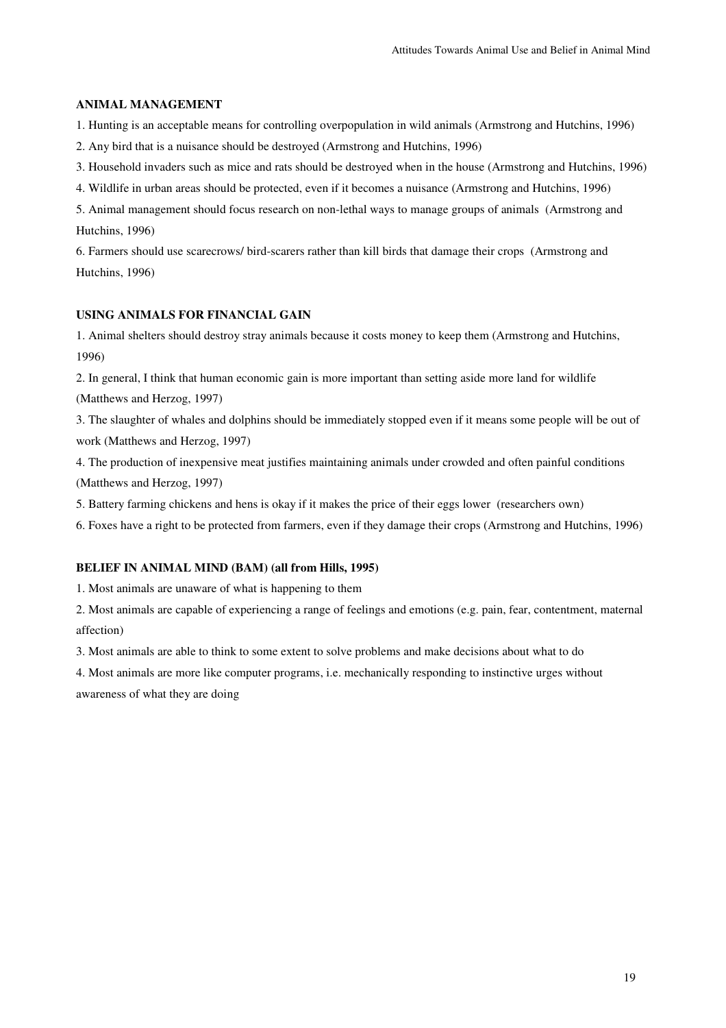**ANIMAL MANAGEMENT**

1. Hunting is an acceptable means for controlling overpopulation in wild animals (Armstrong and Hutchins, 1996)
2. Any bird that is a nuisance should be destroyed (Armstrong and Hutchins, 1996)
3. Household invaders such as mice and rats should be destroyed when in the house (Armstrong and Hutchins, 1996)
4. Wildlife in urban areas should be protected, even if it becomes a nuisance (Armstrong and Hutchins, 1996)
5. Animal management should focus research on non-lethal ways to manage groups of animals (Armstrong and Hutchins, 1996)
6. Farmers should use scarecrows/ bird-scarers rather than kill birds that damage their crops (Armstrong and Hutchins, 1996)

**USING ANIMALS FOR FINANCIAL GAIN**

1. Animal shelters should destroy stray animals because it costs money to keep them (Armstrong and Hutchins, 1996)
2. In general, I think that human economic gain is more important than setting aside more land for wildlife (Matthews and Herzog, 1997)
3. The slaughter of whales and dolphins should be immediately stopped even if it means some people will be out of work (Matthews and Herzog, 1997)
4. The production of inexpensive meat justifies maintaining animals under crowded and often painful conditions (Matthews and Herzog, 1997)
5. Battery farming chickens and hens is okay if it makes the price of their eggs lower (researchers own)
6. Foxes have a right to be protected from farmers, even if they damage their crops (Armstrong and Hutchins, 1996)

**BELIEF IN ANIMAL MIND (BAM) (all from Hills, 1995)**

1. Most animals are unaware of what is happening to them
2. Most animals are capable of experiencing a range of feelings and emotions (e.g. pain, fear, contentment, maternal affection)
3. Most animals are able to think to some extent to solve problems and make decisions about what to do
4. Most animals are more like computer programs, i.e. mechanically responding to instinctive urges without awareness of what they are doing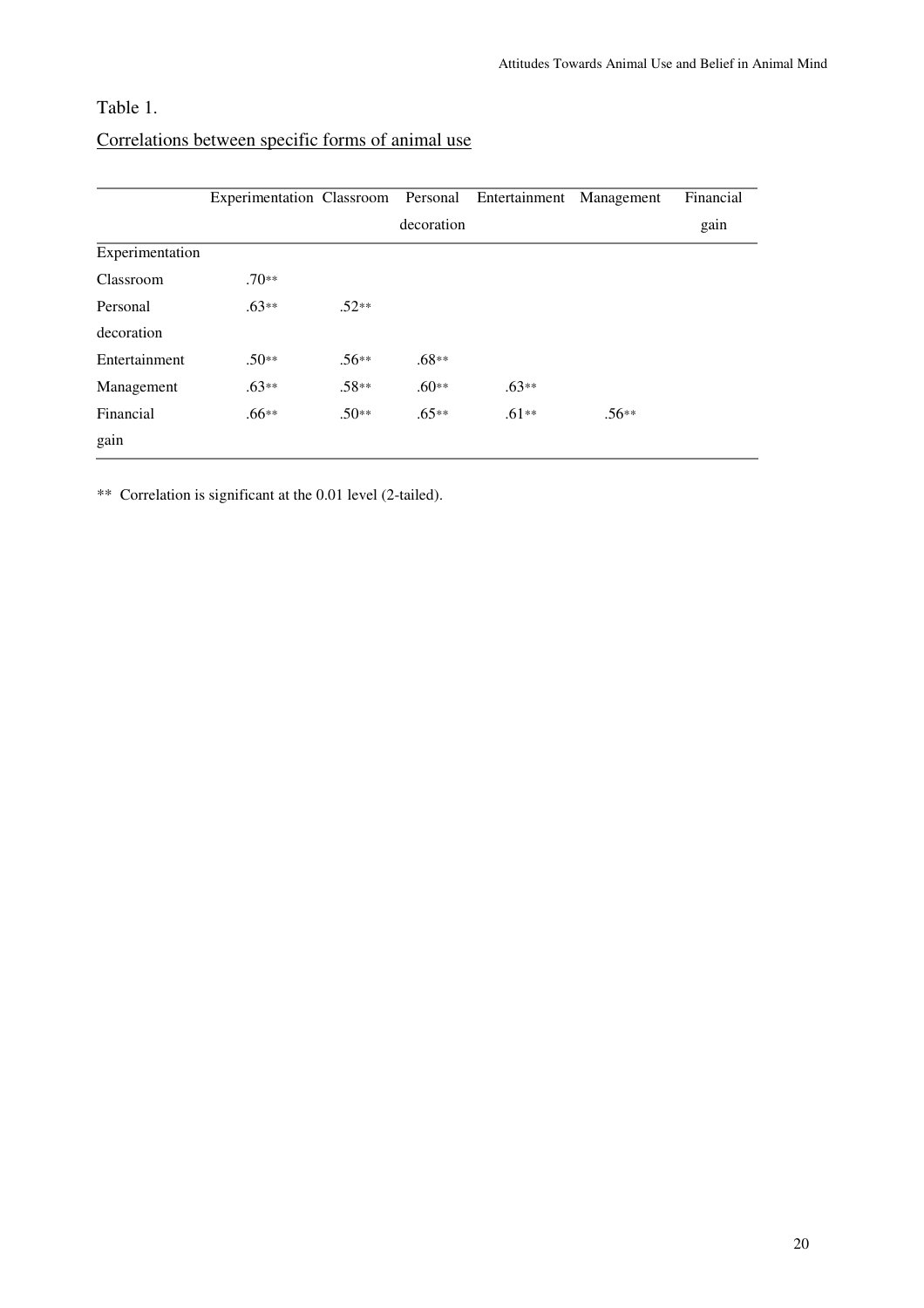Table 1.

Correlations between specific forms of animal use

| | Experimentation | Classroom | Personal decoration | Entertainment | Management | Financial gain |
|---|---|---|---|---|---|---|
| Experimentation | | | | | | |
| Classroom | .70** | | | | | |
| Personal decoration | .63** | .52** | | | | |
| Entertainment | .50** | .56** | .68** | | | |
| Management | .63** | .58** | .60** | .63** | | |
| Financial gain | .66** | .50** | .65** | .61** | .56** | |

** Correlation is significant at the 0.01 level (2-tailed).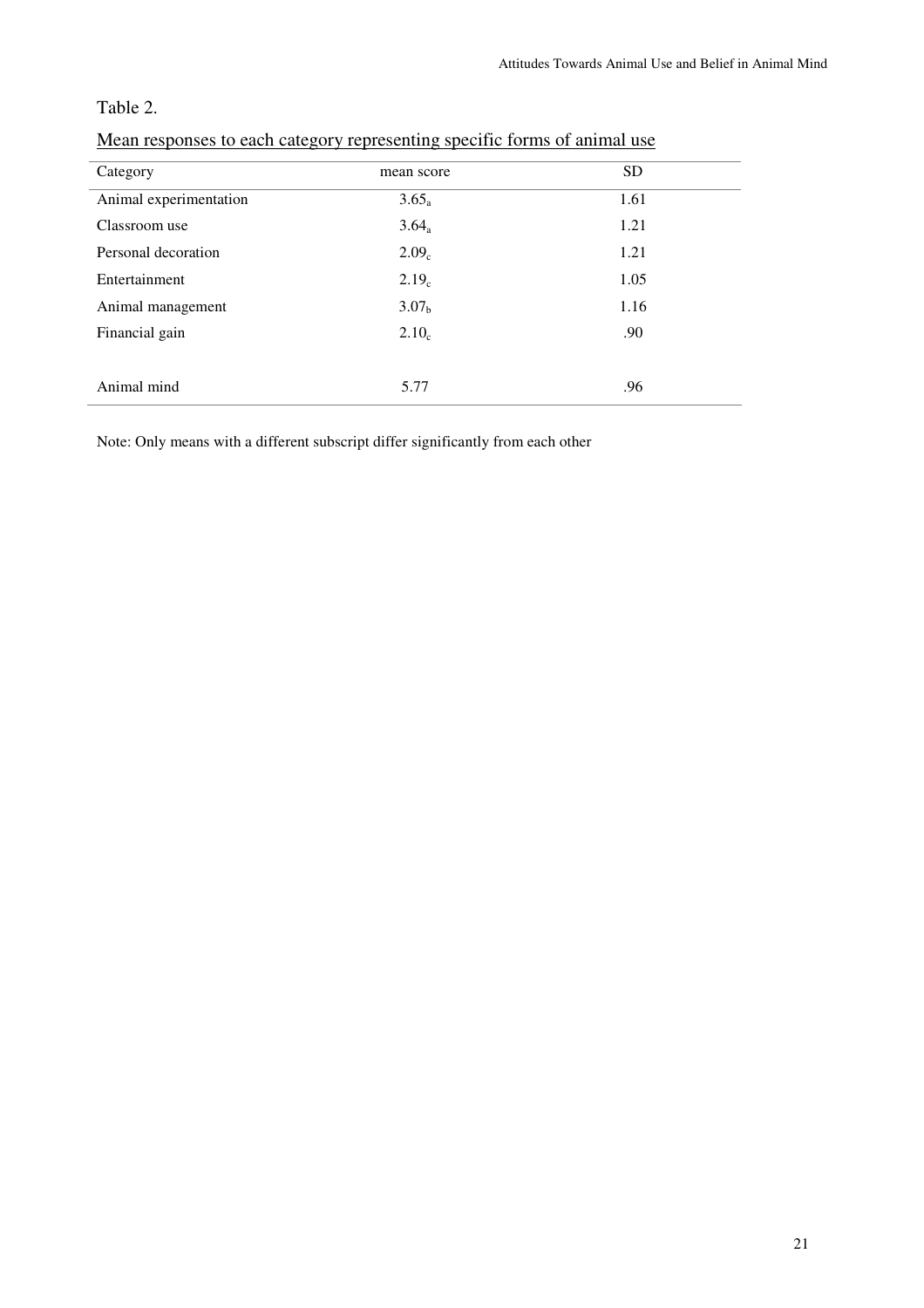Table 2.

Mean responses to each category representing specific forms of animal use

| Category | mean score | SD |
|---|---|---|
| Animal experimentation | $3.65_a$ | 1.61 |
| Classroom use | $3.64_a$ | 1.21 |
| Personal decoration | $2.09_c$ | 1.21 |
| Entertainment | $2.19_c$ | 1.05 |
| Animal management | $3.07_b$ | 1.16 |
| Financial gain | $2.10_c$ | .90 |
| | | |
| Animal mind | 5.77 | .96 |

Note: Only means with a different subscript differ significantly from each other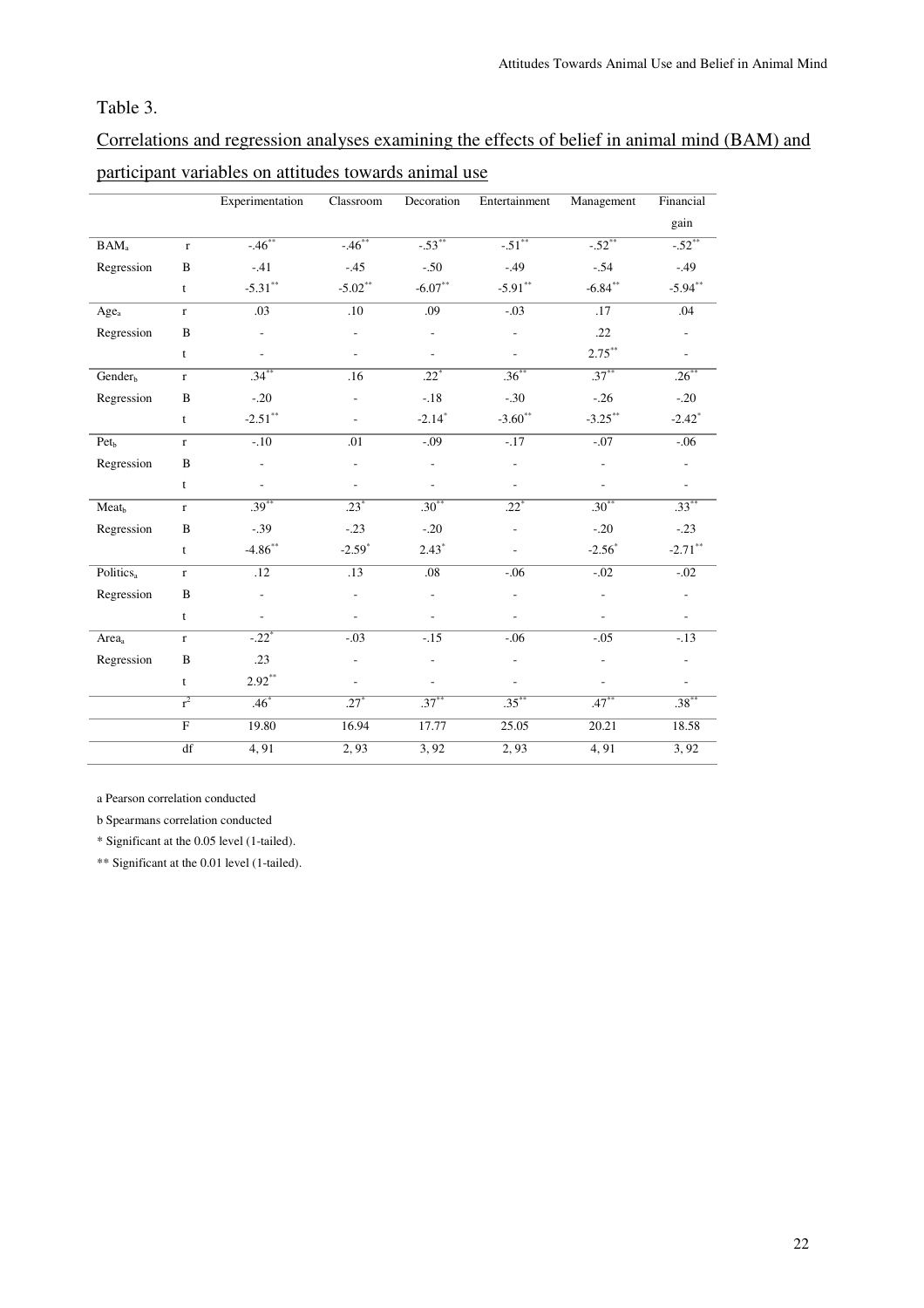Table 3.

Correlations and regression analyses examining the effects of belief in animal mind (BAM) and participant variables on attitudes towards animal use

| | | Experimentation | Classroom | Decoration | Entertainment | Management | Financial gain |
|---|---|---|---|---|---|---|---|
| $BAM_a$ | r | -.46** | -.46** | -.53** | -.51** | -.52** | -.52** |
| Regression | B | -.41 | -.45 | -.50 | -.49 | -.54 | -.49 |
| | t | -5.31** | -5.02** | -6.07** | -5.91** | -6.84** | -5.94** |
| $Age_a$ | r | .03 | .10 | .09 | -.03 | .17 | .04 |
| Regression | B | - | - | - | - | .22 | - |
| | t | - | - | - | - | 2.75** | - |
| $Gender_b$ | r | .34** | .16 | .22* | .36** | .37** | .26** |
| Regression | B | -.20 | - | -.18 | -.30 | -.26 | -.20 |
| | t | -2.51** | - | -2.14* | -3.60** | -3.25** | -2.42* |
| $Pet_b$ | r | -.10 | .01 | -.09 | -.17 | -.07 | -.06 |
| Regression | B | - | - | - | - | - | - |
| | t | - | - | - | - | - | - |
| $Meat_b$ | r | .39** | .23* | .30** | .22* | .30** | .33** |
| Regression | B | -.39 | -.23 | -.20 | - | -.20 | -.23 |
| | t | -4.86** | -2.59* | 2.43* | - | -2.56* | -2.71** |
| $Politics_a$ | r | .12 | .13 | .08 | -.06 | -.02 | -.02 |
| Regression | B | - | - | - | - | - | - |
| | t | - | - | - | - | - | - |
| $Area_a$ | r | -.22* | -.03 | -.15 | -.06 | -.05 | -.13 |
| Regression | B | .23 | - | - | - | - | - |
| | t | 2.92** | - | - | - | - | - |
| | $r^2$ | .46* | .27* | .37** | .35** | .47** | .38** |
| | F | 19.80 | 16.94 | 17.77 | 25.05 | 20.21 | 18.58 |
| | df | 4, 91 | 2, 93 | 3, 92 | 2, 93 | 4, 91 | 3, 92 |

a Pearson correlation conducted

b Spearmans correlation conducted

* Significant at the 0.05 level (1-tailed).

** Significant at the 0.01 level (1-tailed).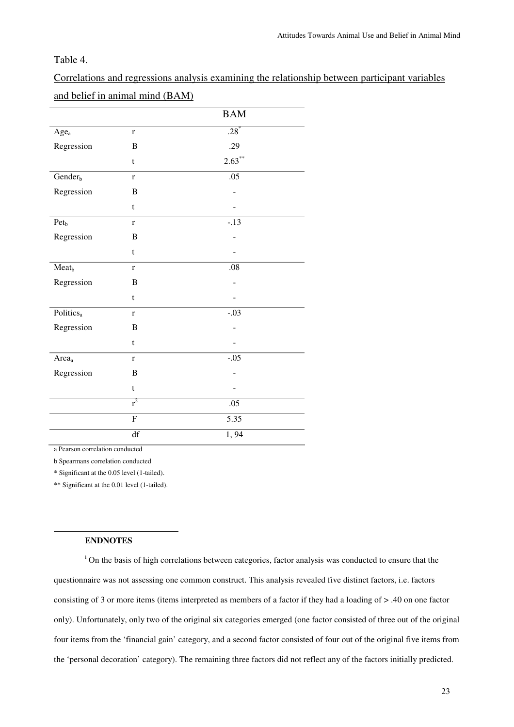Table 4.

Correlations and regressions analysis examining the relationship between participant variables and belief in animal mind (BAM)

| | | BAM |
|---|---|---|
| $Age_a$ | r | $.28^{*}$ |
| Regression | B | .29 |
| | t | $2.63^{**}$ |
| $Gender_b$ | r | .05 |
| Regression | B | - |
| | t | - |
| $Pet_b$ | r | -.13 |
| Regression | B | - |
| | t | - |
| $Meat_b$ | r | .08 |
| Regression | B | - |
| | t | - |
| $Politics_a$ | r | -.03 |
| Regression | B | - |
| | t | - |
| $Area_a$ | r | -.05 |
| Regression | B | - |
| | t | - |
| | $r^2$ | .05 |
| | F | 5.35 |
| | df | 1, 94 |

a Pearson correlation conducted

b Spearmans correlation conducted

\* Significant at the 0.05 level (1-tailed).

\*\* Significant at the 0.01 level (1-tailed).

**ENDNOTES**

[i] On the basis of high correlations between categories, factor analysis was conducted to ensure that the questionnaire was not assessing one common construct. This analysis revealed five distinct factors, i.e. factors consisting of 3 or more items (items interpreted as members of a factor if they had a loading of > .40 on one factor only). Unfortunately, only two of the original six categories emerged (one factor consisted of three out of the original four items from the 'financial gain' category, and a second factor consisted of four out of the original five items from the 'personal decoration' category). The remaining three factors did not reflect any of the factors initially predicted.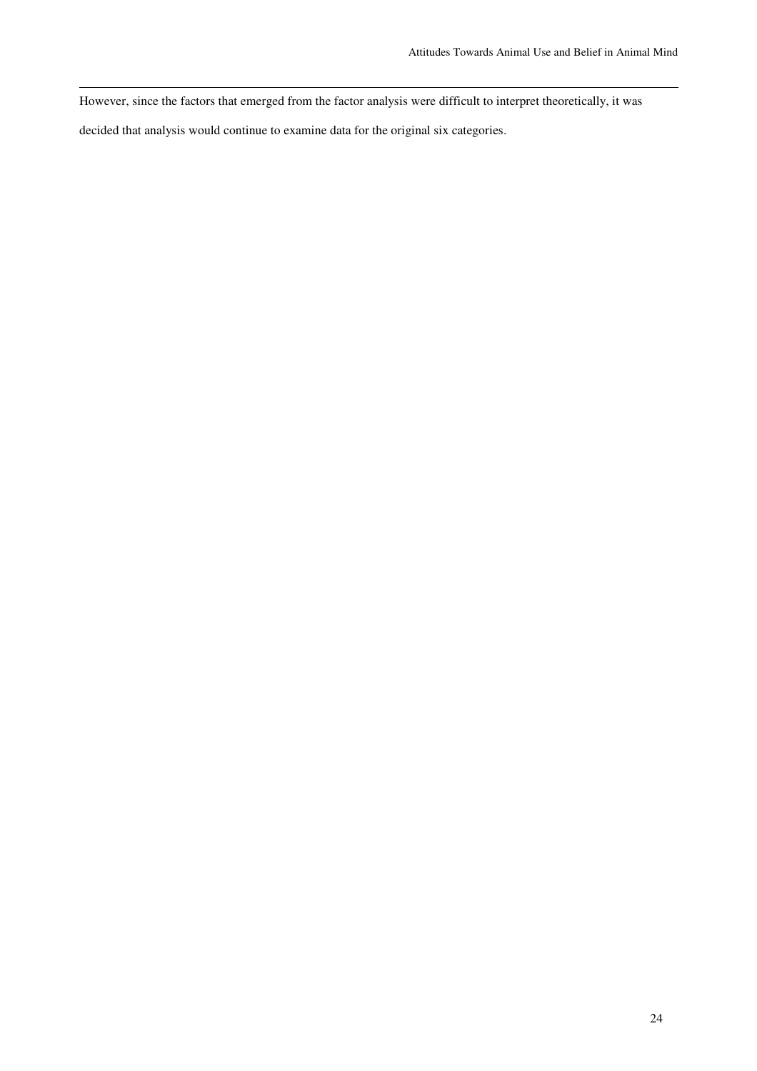However, since the factors that emerged from the factor analysis were difficult to interpret theoretically, it was decided that analysis would continue to examine data for the original six categories.